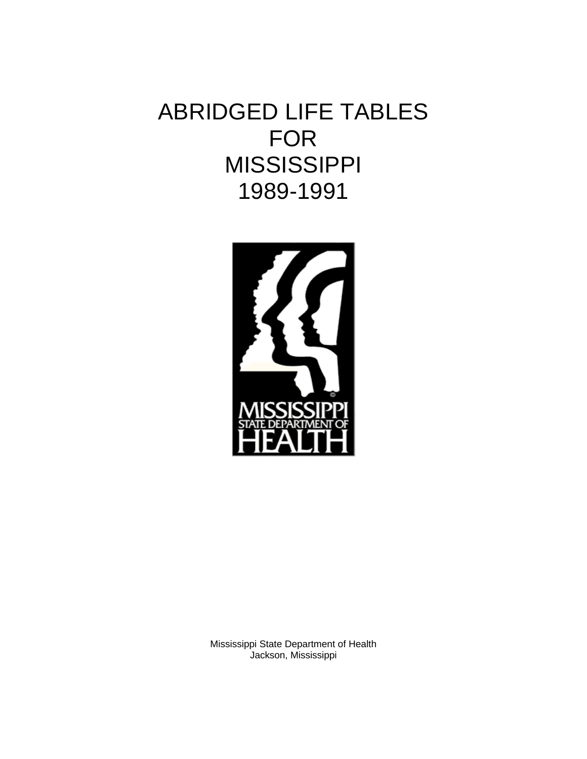# ABRIDGED LIFE TABLES FOR MISSISSIPPI 1989-1991

Mississippi State Department of Health
Jackson, Mississippi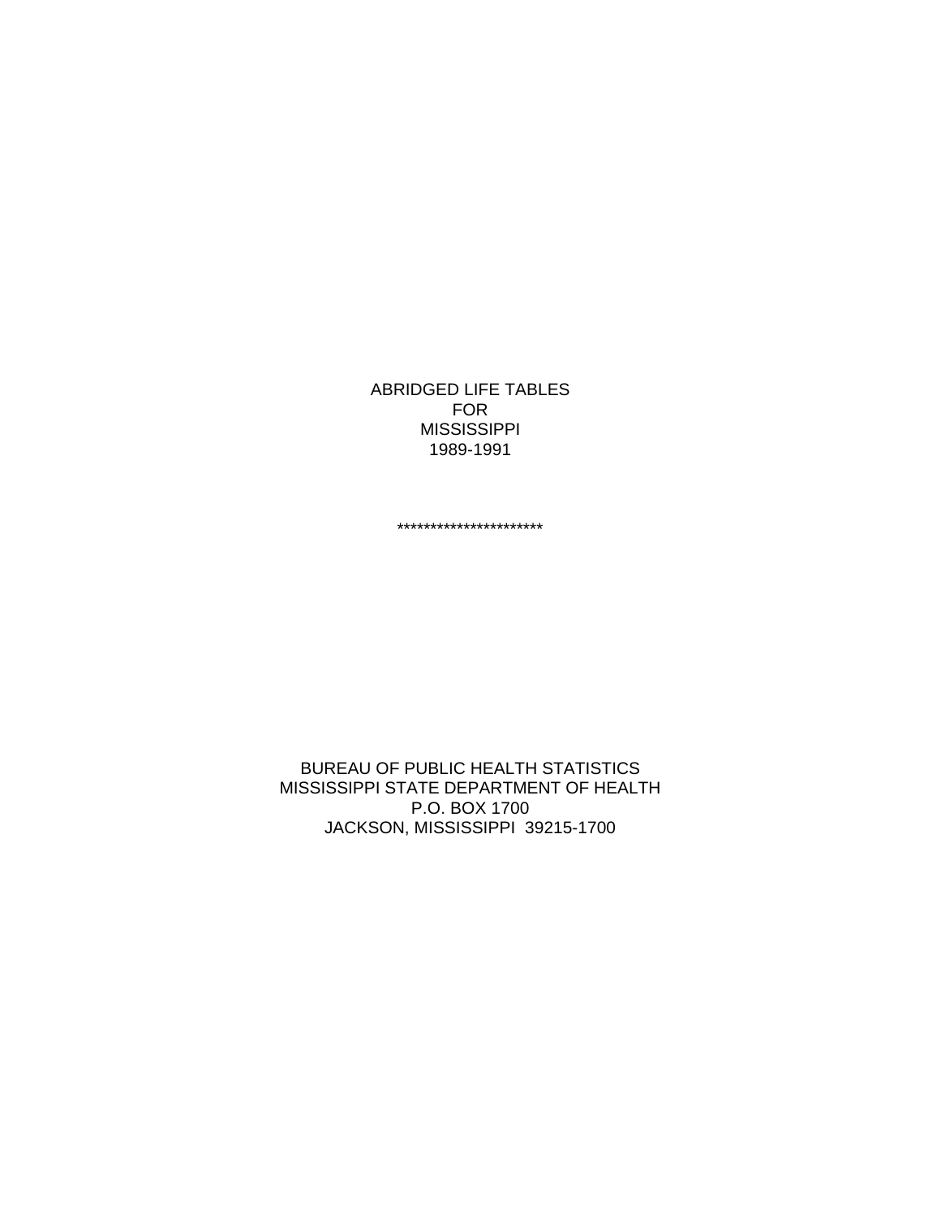# ABRIDGED LIFE TABLES
# FOR
# MISSISSIPPI
# 1989-1991

**********************

BUREAU OF PUBLIC HEALTH STATISTICS
MISSISSIPPI STATE DEPARTMENT OF HEALTH
P.O. BOX 1700
JACKSON, MISSISSIPPI 39215-1700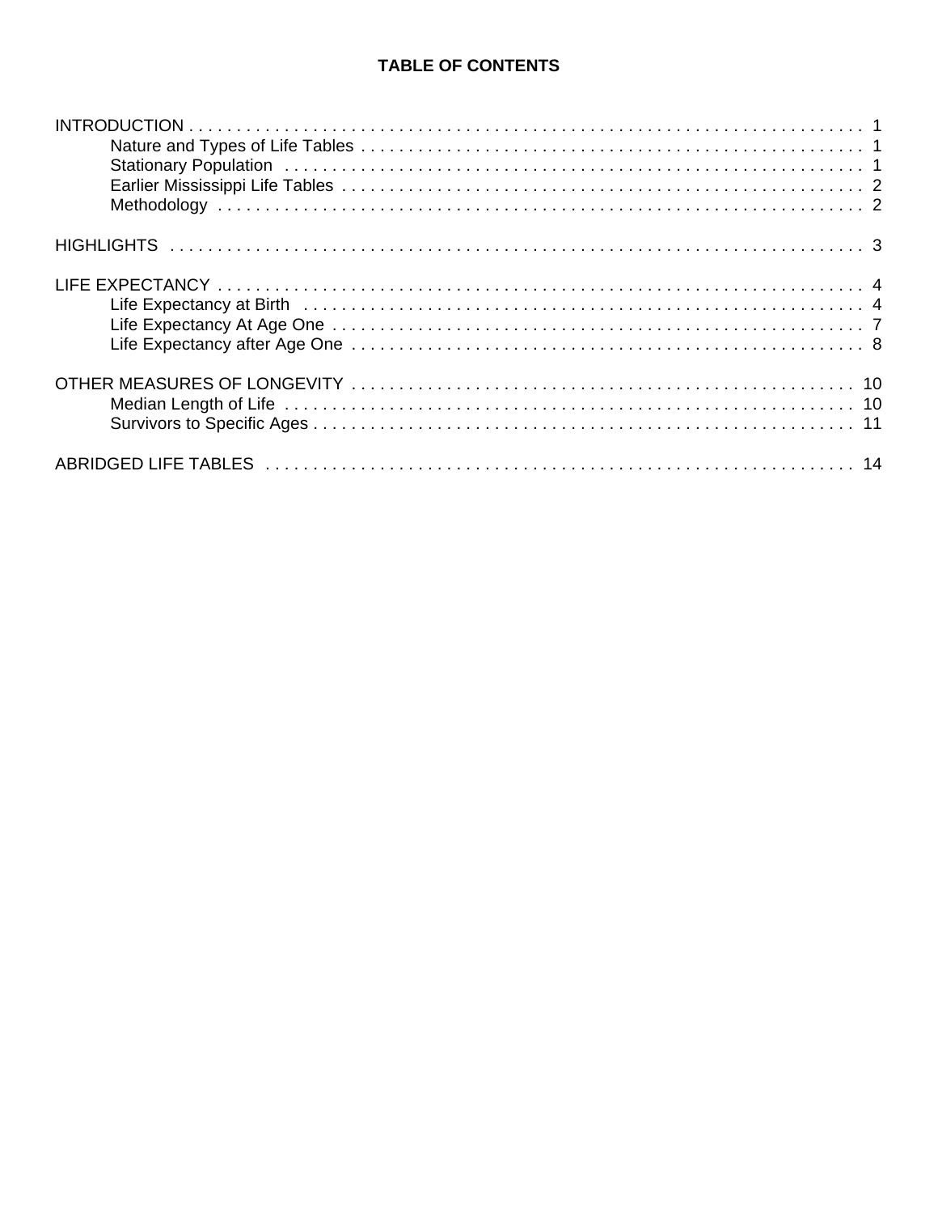# TABLE OF CONTENTS

INTRODUCTION . . . . . . . . . . . . . . . . . . . . . . . . . . . . . . . . . . . . . . . . . . . . . . . . . . . . . . . . . . . . . . . . . . 1

- Nature and Types of Life Tables . . . . . . . . . . . . . . . . . . . . . . . . . . . . . . . . . . . . . . . . . . . . . . . . . . . 1
- Stationary Population . . . . . . . . . . . . . . . . . . . . . . . . . . . . . . . . . . . . . . . . . . . . . . . . . . . . . . . . . . . 1
- Earlier Mississippi Life Tables . . . . . . . . . . . . . . . . . . . . . . . . . . . . . . . . . . . . . . . . . . . . . . . . . . . . 2
- Methodology . . . . . . . . . . . . . . . . . . . . . . . . . . . . . . . . . . . . . . . . . . . . . . . . . . . . . . . . . . . . . . . . 2

HIGHLIGHTS . . . . . . . . . . . . . . . . . . . . . . . . . . . . . . . . . . . . . . . . . . . . . . . . . . . . . . . . . . . . . . . . . . . 3

LIFE EXPECTANCY . . . . . . . . . . . . . . . . . . . . . . . . . . . . . . . . . . . . . . . . . . . . . . . . . . . . . . . . . . . . . . 4

- Life Expectancy at Birth . . . . . . . . . . . . . . . . . . . . . . . . . . . . . . . . . . . . . . . . . . . . . . . . . . . . . . . . . 4
- Life Expectancy At Age One . . . . . . . . . . . . . . . . . . . . . . . . . . . . . . . . . . . . . . . . . . . . . . . . . . . . . . 7
- Life Expectancy after Age One . . . . . . . . . . . . . . . . . . . . . . . . . . . . . . . . . . . . . . . . . . . . . . . . . . . . 8

OTHER MEASURES OF LONGEVITY . . . . . . . . . . . . . . . . . . . . . . . . . . . . . . . . . . . . . . . . . . . . . . . . . 10

- Median Length of Life . . . . . . . . . . . . . . . . . . . . . . . . . . . . . . . . . . . . . . . . . . . . . . . . . . . . . . . . . . 10
- Survivors to Specific Ages . . . . . . . . . . . . . . . . . . . . . . . . . . . . . . . . . . . . . . . . . . . . . . . . . . . . . . . 11

ABRIDGED LIFE TABLES . . . . . . . . . . . . . . . . . . . . . . . . . . . . . . . . . . . . . . . . . . . . . . . . . . . . . . . . . . 14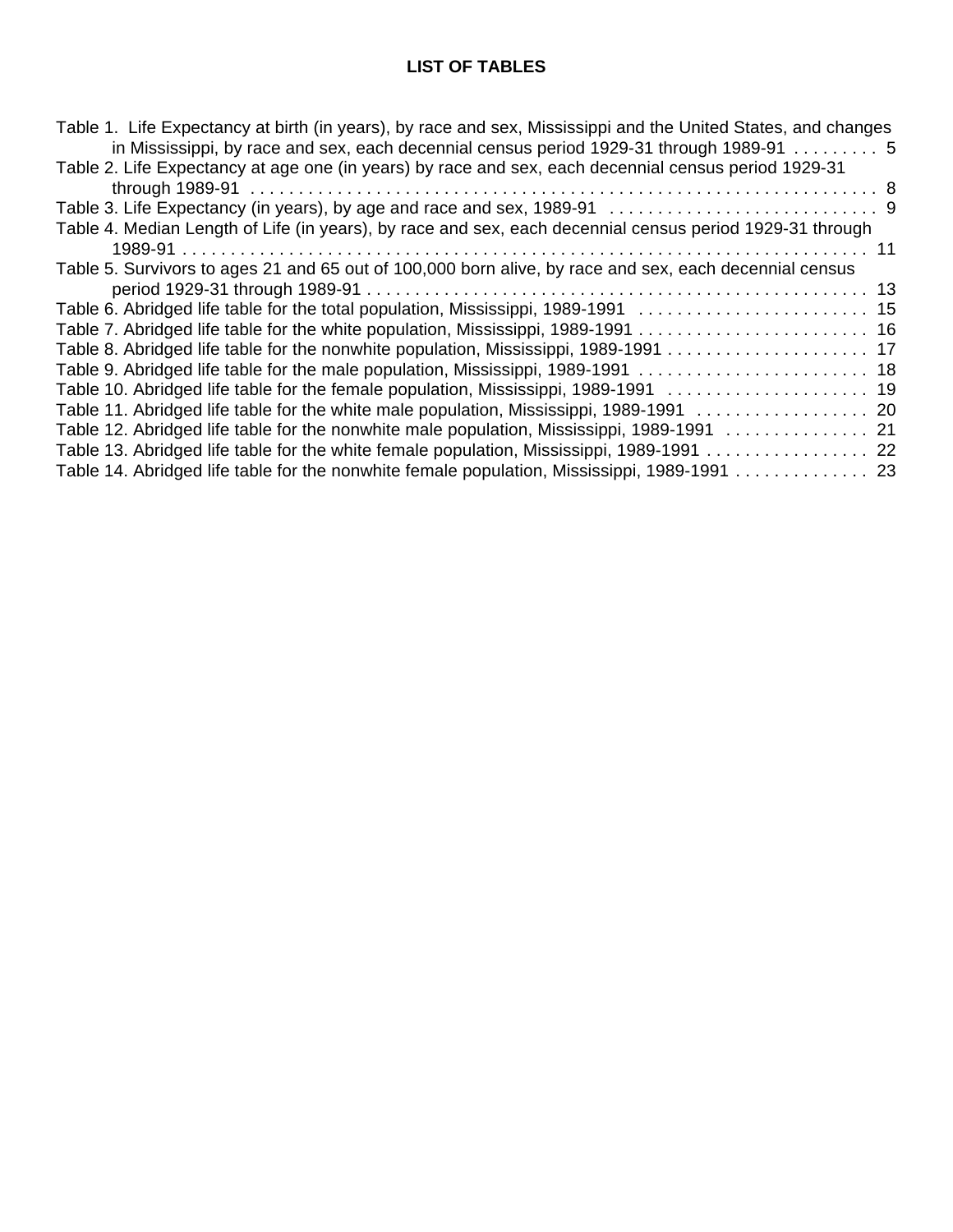# LIST OF TABLES

Table 1. Life Expectancy at birth (in years), by race and sex, Mississippi and the United States, and changes in Mississippi, by race and sex, each decennial census period 1929-31 through 1989-91 . . . . . . . . . 5

Table 2. Life Expectancy at age one (in years) by race and sex, each decennial census period 1929-31 through 1989-91 . . . . . . . . . . . . . . . . . . . . . . . . . . . . . . . . . . . . . . . . . . . . . . . . . . . . . . . . . . . . . . . . . 8

Table 3. Life Expectancy (in years), by age and race and sex, 1989-91 . . . . . . . . . . . . . . . . . . . . . . . . . . . . 9

Table 4. Median Length of Life (in years), by race and sex, each decennial census period 1929-31 through 1989-91 . . . . . . . . . . . . . . . . . . . . . . . . . . . . . . . . . . . . . . . . . . . . . . . . . . . . . . . . . . . . . . . . . . . 11

Table 5. Survivors to ages 21 and 65 out of 100,000 born alive, by race and sex, each decennial census period 1929-31 through 1989-91 . . . . . . . . . . . . . . . . . . . . . . . . . . . . . . . . . . . . . . . . . . . . . . . . . . . . 13

Table 6. Abridged life table for the total population, Mississippi, 1989-1991 . . . . . . . . . . . . . . . . . . . . . . . . 15

Table 7. Abridged life table for the white population, Mississippi, 1989-1991 . . . . . . . . . . . . . . . . . . . . . . . . 16

Table 8. Abridged life table for the nonwhite population, Mississippi, 1989-1991 . . . . . . . . . . . . . . . . . . . . . 17

Table 9. Abridged life table for the male population, Mississippi, 1989-1991 . . . . . . . . . . . . . . . . . . . . . . . . 18

Table 10. Abridged life table for the female population, Mississippi, 1989-1991 . . . . . . . . . . . . . . . . . . . . . 19

Table 11. Abridged life table for the white male population, Mississippi, 1989-1991 . . . . . . . . . . . . . . . . . . 20

Table 12. Abridged life table for the nonwhite male population, Mississippi, 1989-1991 . . . . . . . . . . . . . . . 21

Table 13. Abridged life table for the white female population, Mississippi, 1989-1991 . . . . . . . . . . . . . . . . . 22

Table 14. Abridged life table for the nonwhite female population, Mississippi, 1989-1991 . . . . . . . . . . . . . . 23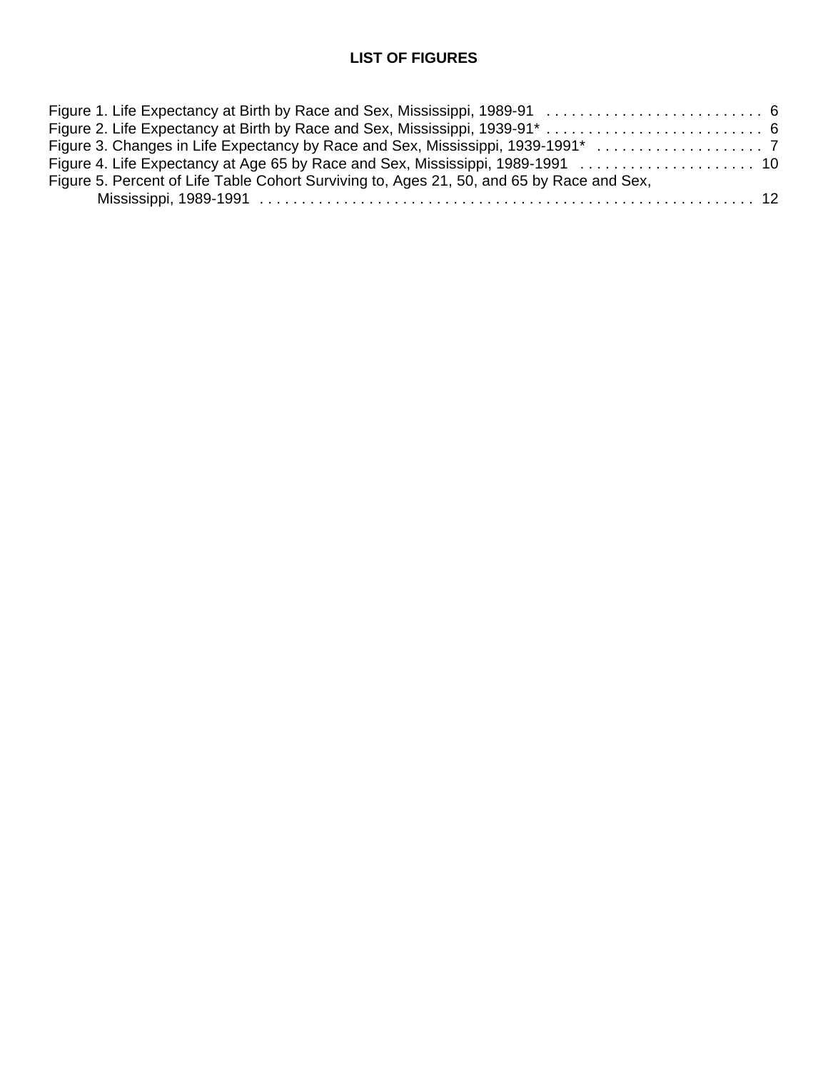# LIST OF FIGURES

Figure 1. Life Expectancy at Birth by Race and Sex, Mississippi, 1989-91 . . . . . . . . . . . . . . . . . . . . . . . . . . 6
Figure 2. Life Expectancy at Birth by Race and Sex, Mississippi, 1939-91* . . . . . . . . . . . . . . . . . . . . . . . . . . 6
Figure 3. Changes in Life Expectancy by Race and Sex, Mississippi, 1939-1991* . . . . . . . . . . . . . . . . . . . . 7
Figure 4. Life Expectancy at Age 65 by Race and Sex, Mississippi, 1989-1991 . . . . . . . . . . . . . . . . . . . . . 10
Figure 5. Percent of Life Table Cohort Surviving to, Ages 21, 50, and 65 by Race and Sex, Mississippi, 1989-1991 . . . . . . . . . . . . . . . . . . . . . . . . . . . . . . . . . . . . . . . . . . . . . . . . . . . . . . . . . . 12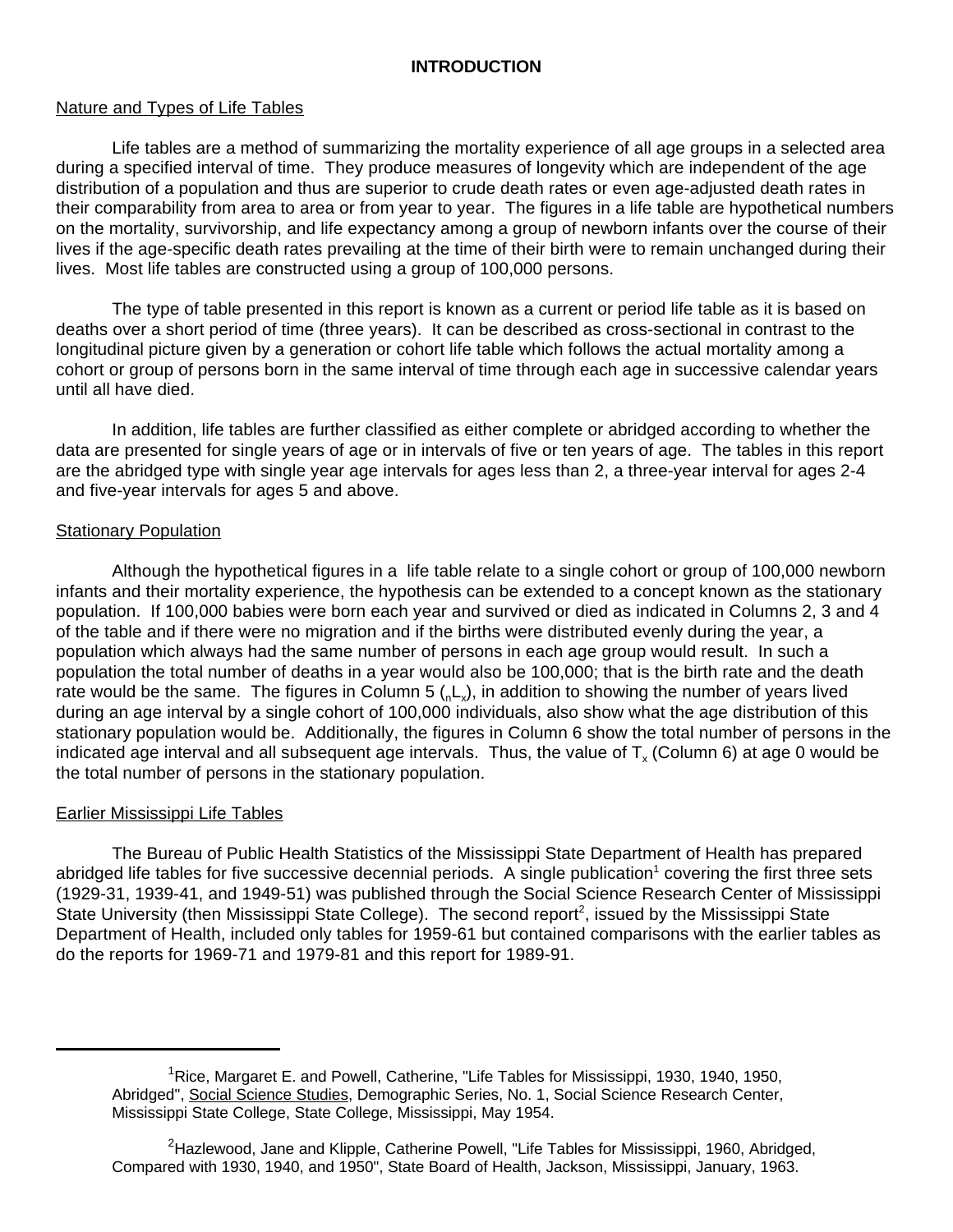# INTRODUCTION

## Nature and Types of Life Tables

Life tables are a method of summarizing the mortality experience of all age groups in a selected area during a specified interval of time. They produce measures of longevity which are independent of the age distribution of a population and thus are superior to crude death rates or even age-adjusted death rates in their comparability from area to area or from year to year. The figures in a life table are hypothetical numbers on the mortality, survivorship, and life expectancy among a group of newborn infants over the course of their lives if the age-specific death rates prevailing at the time of their birth were to remain unchanged during their lives. Most life tables are constructed using a group of 100,000 persons.

The type of table presented in this report is known as a current or period life table as it is based on deaths over a short period of time (three years). It can be described as cross-sectional in contrast to the longitudinal picture given by a generation or cohort life table which follows the actual mortality among a cohort or group of persons born in the same interval of time through each age in successive calendar years until all have died.

In addition, life tables are further classified as either complete or abridged according to whether the data are presented for single years of age or in intervals of five or ten years of age. The tables in this report are the abridged type with single year age intervals for ages less than 2, a three-year interval for ages 2-4 and five-year intervals for ages 5 and above.

## Stationary Population

Although the hypothetical figures in a life table relate to a single cohort or group of 100,000 newborn infants and their mortality experience, the hypothesis can be extended to a concept known as the stationary population. If 100,000 babies were born each year and survived or died as indicated in Columns 2, 3 and 4 of the table and if there were no migration and if the births were distributed evenly during the year, a population which always had the same number of persons in each age group would result. In such a population the total number of deaths in a year would also be 100,000; that is the birth rate and the death rate would be the same. The figures in Column 5 (${}_nL_x$), in addition to showing the number of years lived during an age interval by a single cohort of 100,000 individuals, also show what the age distribution of this stationary population would be. Additionally, the figures in Column 6 show the total number of persons in the indicated age interval and all subsequent age intervals. Thus, the value of $T_x$ (Column 6) at age 0 would be the total number of persons in the stationary population.

## Earlier Mississippi Life Tables

The Bureau of Public Health Statistics of the Mississippi State Department of Health has prepared abridged life tables for five successive decennial periods. A single publication[1] covering the first three sets (1929-31, 1939-41, and 1949-51) was published through the Social Science Research Center of Mississippi State University (then Mississippi State College). The second report[2], issued by the Mississippi State Department of Health, included only tables for 1959-61 but contained comparisons with the earlier tables as do the reports for 1969-71 and 1979-81 and this report for 1989-91.

---

[1] Rice, Margaret E. and Powell, Catherine, "Life Tables for Mississippi, 1930, 1940, 1950, Abridged", Social Science Studies, Demographic Series, No. 1, Social Science Research Center, Mississippi State College, State College, Mississippi, May 1954.

[2] Hazlewood, Jane and Klipple, Catherine Powell, "Life Tables for Mississippi, 1960, Abridged, Compared with 1930, 1940, and 1950", State Board of Health, Jackson, Mississippi, January, 1963.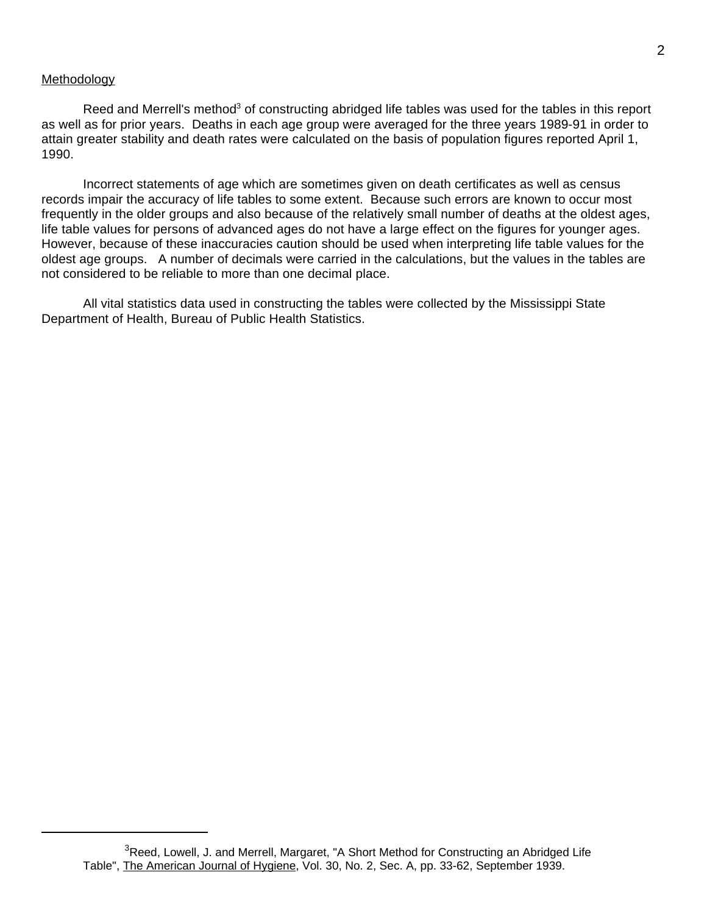## Methodology

Reed and Merrell's method[3] of constructing abridged life tables was used for the tables in this report as well as for prior years. Deaths in each age group were averaged for the three years 1989-91 in order to attain greater stability and death rates were calculated on the basis of population figures reported April 1, 1990.

Incorrect statements of age which are sometimes given on death certificates as well as census records impair the accuracy of life tables to some extent. Because such errors are known to occur most frequently in the older groups and also because of the relatively small number of deaths at the oldest ages, life table values for persons of advanced ages do not have a large effect on the figures for younger ages. However, because of these inaccuracies caution should be used when interpreting life table values for the oldest age groups. A number of decimals were carried in the calculations, but the values in the tables are not considered to be reliable to more than one decimal place.

All vital statistics data used in constructing the tables were collected by the Mississippi State Department of Health, Bureau of Public Health Statistics.

---

[3] Reed, Lowell, J. and Merrell, Margaret, "A Short Method for Constructing an Abridged Life Table", The American Journal of Hygiene, Vol. 30, No. 2, Sec. A, pp. 33-62, September 1939.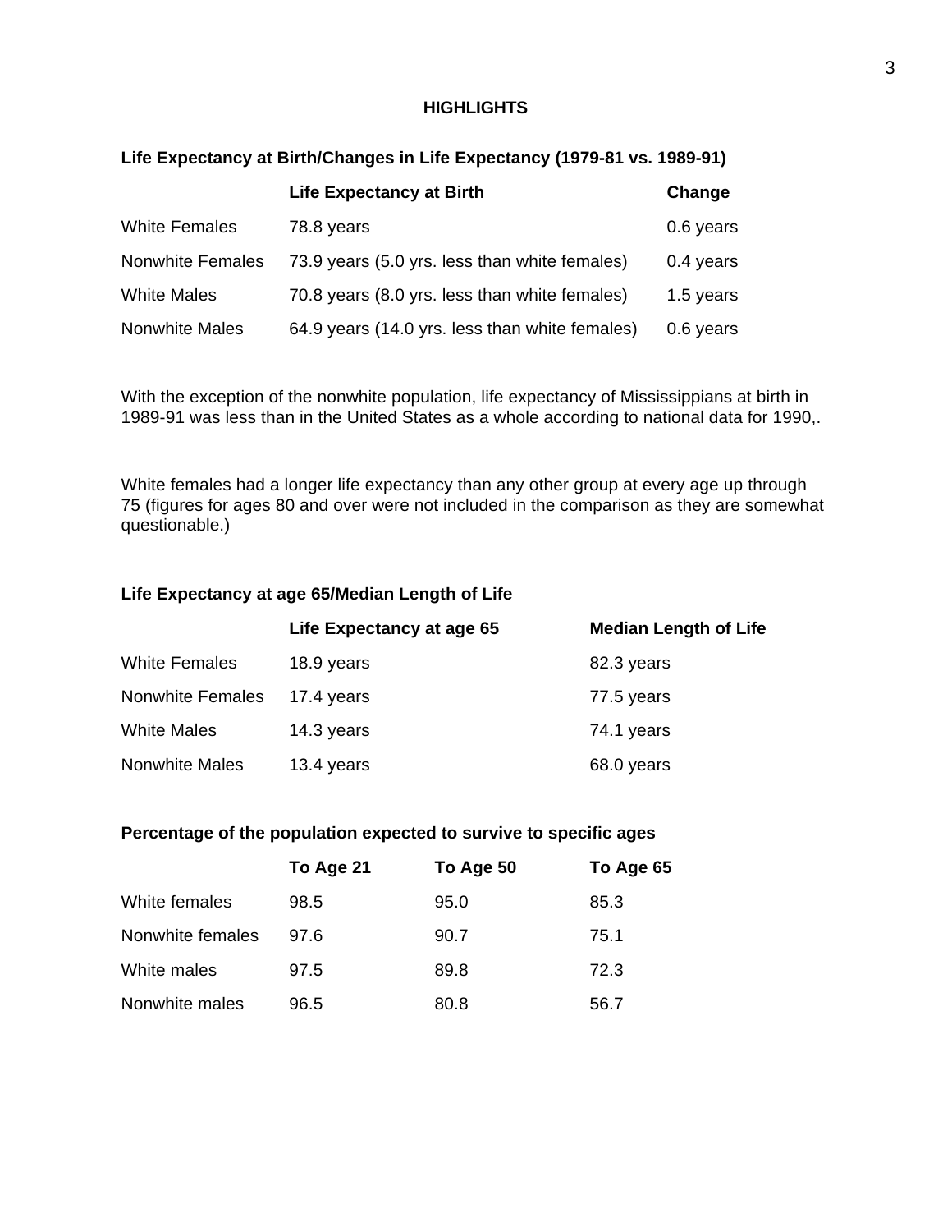## HIGHLIGHTS

**Life Expectancy at Birth/Changes in Life Expectancy (1979-81 vs. 1989-91)**

| | Life Expectancy at Birth | Change |
|---|---|---|
| White Females | 78.8 years | 0.6 years |
| Nonwhite Females | 73.9 years (5.0 yrs. less than white females) | 0.4 years |
| White Males | 70.8 years (8.0 yrs. less than white females) | 1.5 years |
| Nonwhite Males | 64.9 years (14.0 yrs. less than white females) | 0.6 years |

With the exception of the nonwhite population, life expectancy of Mississippians at birth in 1989-91 was less than in the United States as a whole according to national data for 1990,.

White females had a longer life expectancy than any other group at every age up through 75 (figures for ages 80 and over were not included in the comparison as they are somewhat questionable.)

**Life Expectancy at age 65/Median Length of Life**

| | Life Expectancy at age 65 | Median Length of Life |
|---|---|---|
| White Females | 18.9 years | 82.3 years |
| Nonwhite Females | 17.4 years | 77.5 years |
| White Males | 14.3 years | 74.1 years |
| Nonwhite Males | 13.4 years | 68.0 years |

**Percentage of the population expected to survive to specific ages**

| | To Age 21 | To Age 50 | To Age 65 |
|---|---|---|---|
| White females | 98.5 | 95.0 | 85.3 |
| Nonwhite females | 97.6 | 90.7 | 75.1 |
| White males | 97.5 | 89.8 | 72.3 |
| Nonwhite males | 96.5 | 80.8 | 56.7 |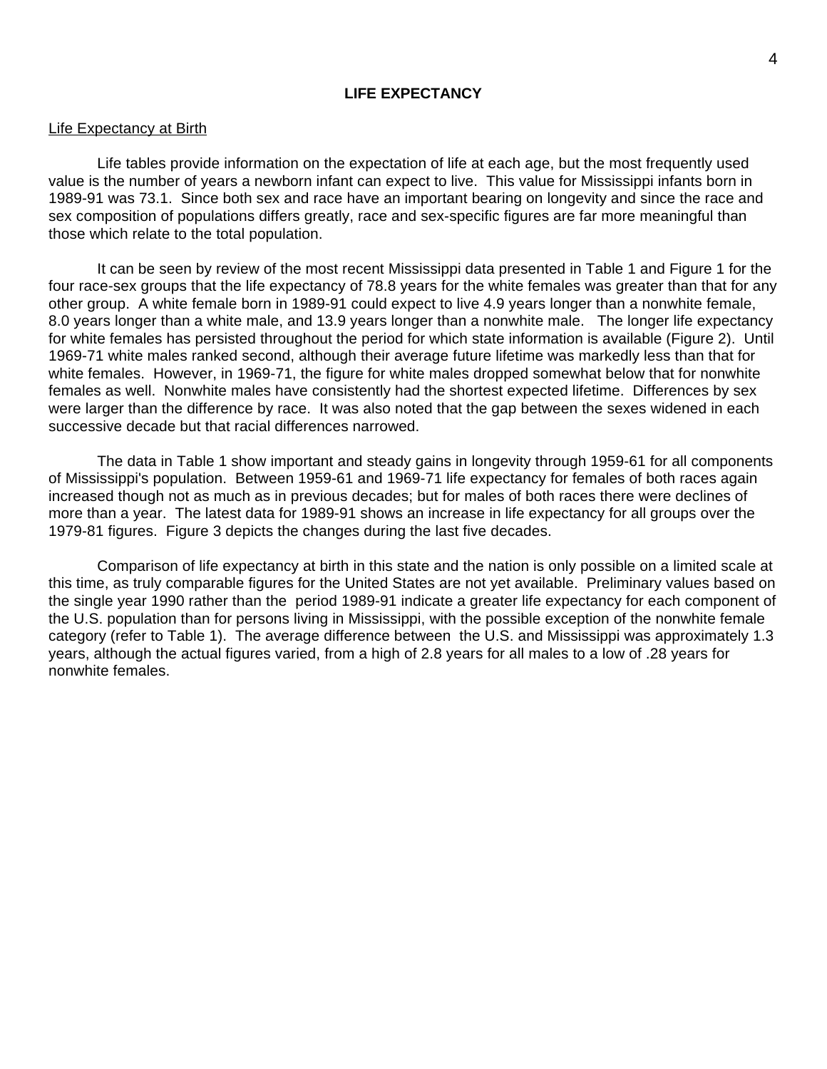## LIFE EXPECTANCY

### Life Expectancy at Birth

Life tables provide information on the expectation of life at each age, but the most frequently used value is the number of years a newborn infant can expect to live. This value for Mississippi infants born in 1989-91 was 73.1. Since both sex and race have an important bearing on longevity and since the race and sex composition of populations differs greatly, race and sex-specific figures are far more meaningful than those which relate to the total population.

It can be seen by review of the most recent Mississippi data presented in Table 1 and Figure 1 for the four race-sex groups that the life expectancy of 78.8 years for the white females was greater than that for any other group. A white female born in 1989-91 could expect to live 4.9 years longer than a nonwhite female, 8.0 years longer than a white male, and 13.9 years longer than a nonwhite male. The longer life expectancy for white females has persisted throughout the period for which state information is available (Figure 2). Until 1969-71 white males ranked second, although their average future lifetime was markedly less than that for white females. However, in 1969-71, the figure for white males dropped somewhat below that for nonwhite females as well. Nonwhite males have consistently had the shortest expected lifetime. Differences by sex were larger than the difference by race. It was also noted that the gap between the sexes widened in each successive decade but that racial differences narrowed.

The data in Table 1 show important and steady gains in longevity through 1959-61 for all components of Mississippi's population. Between 1959-61 and 1969-71 life expectancy for females of both races again increased though not as much as in previous decades; but for males of both races there were declines of more than a year. The latest data for 1989-91 shows an increase in life expectancy for all groups over the 1979-81 figures. Figure 3 depicts the changes during the last five decades.

Comparison of life expectancy at birth in this state and the nation is only possible on a limited scale at this time, as truly comparable figures for the United States are not yet available. Preliminary values based on the single year 1990 rather than the period 1989-91 indicate a greater life expectancy for each component of the U.S. population than for persons living in Mississippi, with the possible exception of the nonwhite female category (refer to Table 1). The average difference between the U.S. and Mississippi was approximately 1.3 years, although the actual figures varied, from a high of 2.8 years for all males to a low of .28 years for nonwhite females.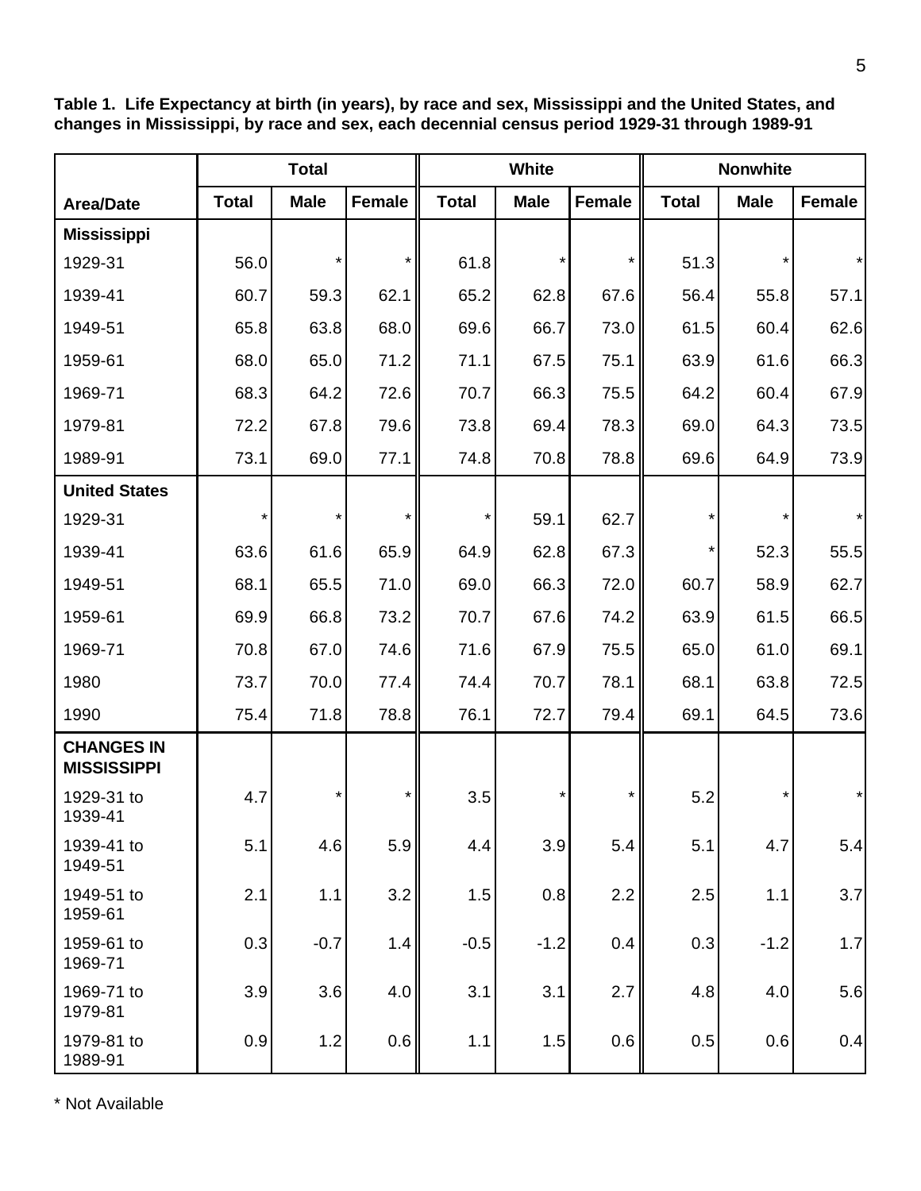**Table 1. Life Expectancy at birth (in years), by race and sex, Mississippi and the United States, and changes in Mississippi, by race and sex, each decennial census period 1929-31 through 1989-91**

| | Total | | | White | | | Nonwhite | | |
|---|---|---|---|---|---|---|---|---|---|
| **Area/Date** | **Total** | **Male** | **Female** | **Total** | **Male** | **Female** | **Total** | **Male** | **Female** |
| **Mississippi** | | | | | | | | | |
| 1929-31 | 56.0 | * | * | 61.8 | * | * | 51.3 | * | * |
| 1939-41 | 60.7 | 59.3 | 62.1 | 65.2 | 62.8 | 67.6 | 56.4 | 55.8 | 57.1 |
| 1949-51 | 65.8 | 63.8 | 68.0 | 69.6 | 66.7 | 73.0 | 61.5 | 60.4 | 62.6 |
| 1959-61 | 68.0 | 65.0 | 71.2 | 71.1 | 67.5 | 75.1 | 63.9 | 61.6 | 66.3 |
| 1969-71 | 68.3 | 64.2 | 72.6 | 70.7 | 66.3 | 75.5 | 64.2 | 60.4 | 67.9 |
| 1979-81 | 72.2 | 67.8 | 79.6 | 73.8 | 69.4 | 78.3 | 69.0 | 64.3 | 73.5 |
| 1989-91 | 73.1 | 69.0 | 77.1 | 74.8 | 70.8 | 78.8 | 69.6 | 64.9 | 73.9 |
| **United States** | | | | | | | | | |
| 1929-31 | * | * | * | * | 59.1 | 62.7 | * | * | * |
| 1939-41 | 63.6 | 61.6 | 65.9 | 64.9 | 62.8 | 67.3 | * | 52.3 | 55.5 |
| 1949-51 | 68.1 | 65.5 | 71.0 | 69.0 | 66.3 | 72.0 | 60.7 | 58.9 | 62.7 |
| 1959-61 | 69.9 | 66.8 | 73.2 | 70.7 | 67.6 | 74.2 | 63.9 | 61.5 | 66.5 |
| 1969-71 | 70.8 | 67.0 | 74.6 | 71.6 | 67.9 | 75.5 | 65.0 | 61.0 | 69.1 |
| 1980 | 73.7 | 70.0 | 77.4 | 74.4 | 70.7 | 78.1 | 68.1 | 63.8 | 72.5 |
| 1990 | 75.4 | 71.8 | 78.8 | 76.1 | 72.7 | 79.4 | 69.1 | 64.5 | 73.6 |
| **CHANGES IN MISSISSIPPI** | | | | | | | | | |
| 1929-31 to 1939-41 | 4.7 | * | * | 3.5 | * | * | 5.2 | * | * |
| 1939-41 to 1949-51 | 5.1 | 4.6 | 5.9 | 4.4 | 3.9 | 5.4 | 5.1 | 4.7 | 5.4 |
| 1949-51 to 1959-61 | 2.1 | 1.1 | 3.2 | 1.5 | 0.8 | 2.2 | 2.5 | 1.1 | 3.7 |
| 1959-61 to 1969-71 | 0.3 | -0.7 | 1.4 | -0.5 | -1.2 | 0.4 | 0.3 | -1.2 | 1.7 |
| 1969-71 to 1979-81 | 3.9 | 3.6 | 4.0 | 3.1 | 3.1 | 2.7 | 4.8 | 4.0 | 5.6 |
| 1979-81 to 1989-91 | 0.9 | 1.2 | 0.6 | 1.1 | 1.5 | 0.6 | 0.5 | 0.6 | 0.4 |

* Not Available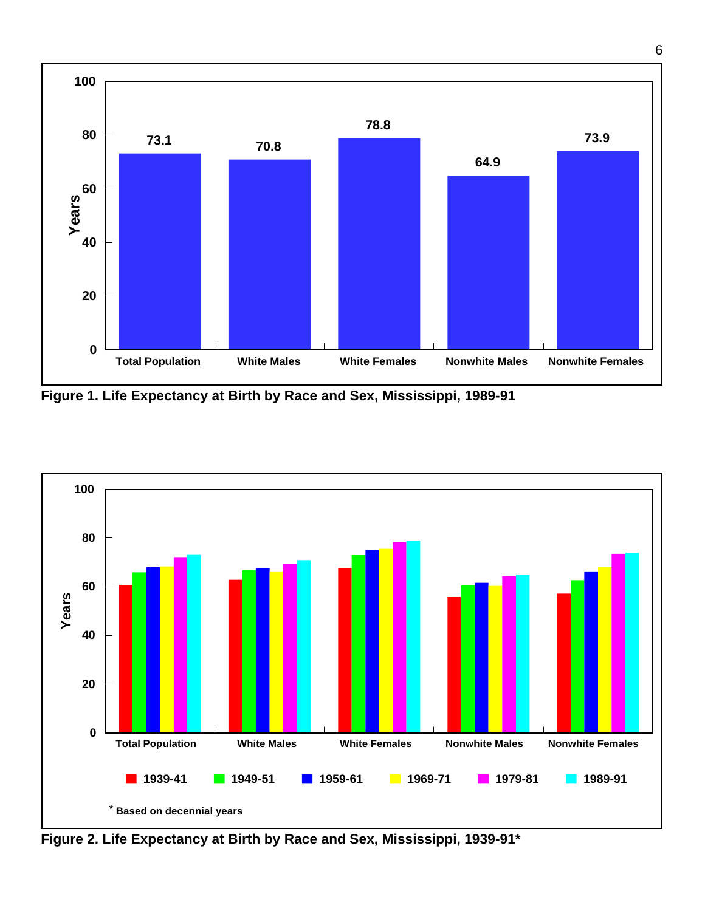100
80
60
40
20
0
Years

73.1
70.8
78.8
64.9
73.9

Total Population
White Males
White Females
Nonwhite Males
Nonwhite Females

**Figure 1. Life Expectancy at Birth by Race and Sex, Mississippi, 1989-91**

100
80
60
40
20
0
Years

Total Population
White Males
White Females
Nonwhite Males
Nonwhite Females

1939-41
1949-51
1959-61
1969-71
1979-81
1989-91

* Based on decennial years

**Figure 2. Life Expectancy at Birth by Race and Sex, Mississippi, 1939-91***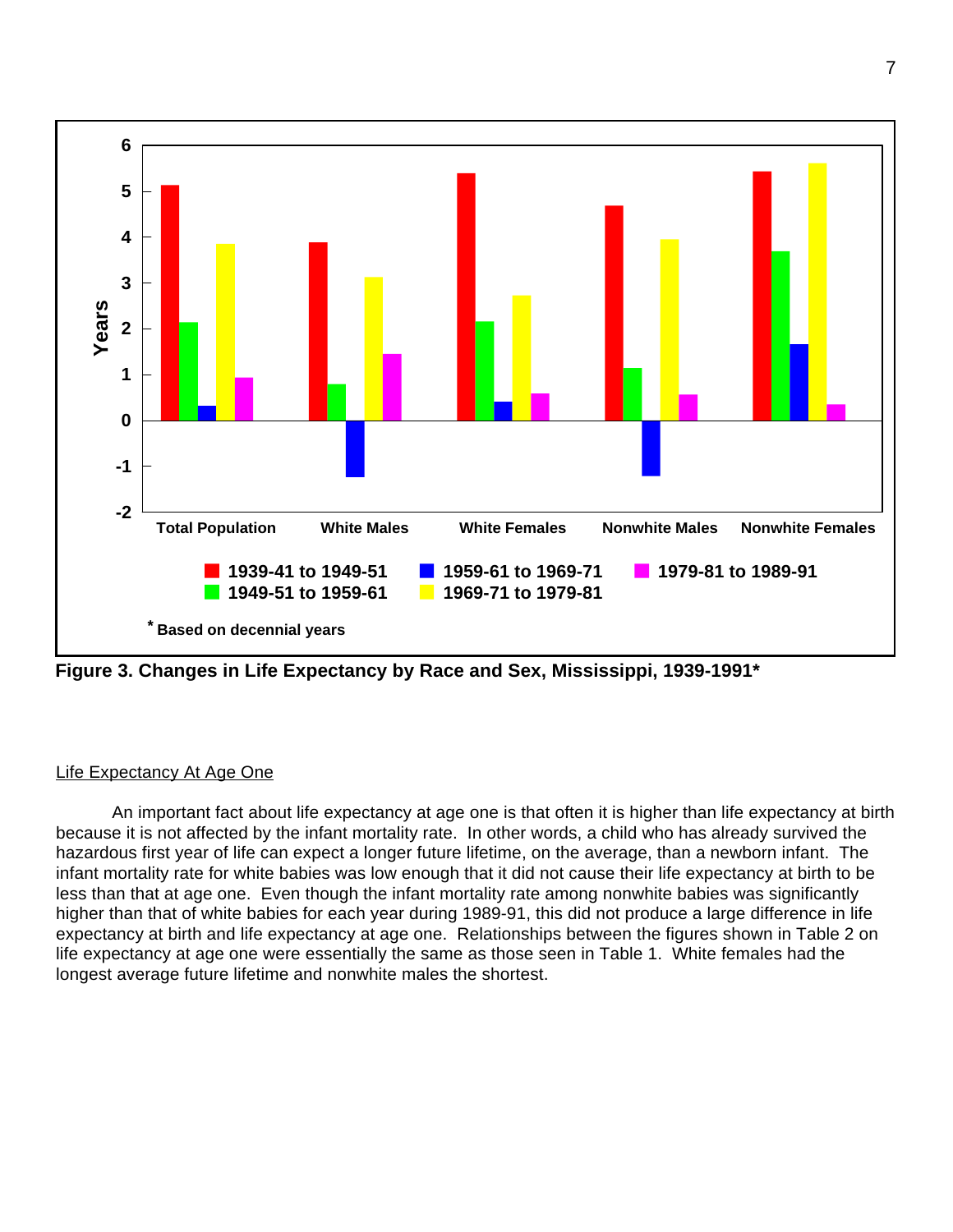**Figure 3. Changes in Life Expectancy by Race and Sex, Mississippi, 1939-1991***

\* Based on decennial years

## Life Expectancy At Age One

An important fact about life expectancy at age one is that often it is higher than life expectancy at birth because it is not affected by the infant mortality rate. In other words, a child who has already survived the hazardous first year of life can expect a longer future lifetime, on the average, than a newborn infant. The infant mortality rate for white babies was low enough that it did not cause their life expectancy at birth to be less than that at age one. Even though the infant mortality rate among nonwhite babies was significantly higher than that of white babies for each year during 1989-91, this did not produce a large difference in life expectancy at birth and life expectancy at age one. Relationships between the figures shown in Table 2 on life expectancy at age one were essentially the same as those seen in Table 1. White females had the longest average future lifetime and nonwhite males the shortest.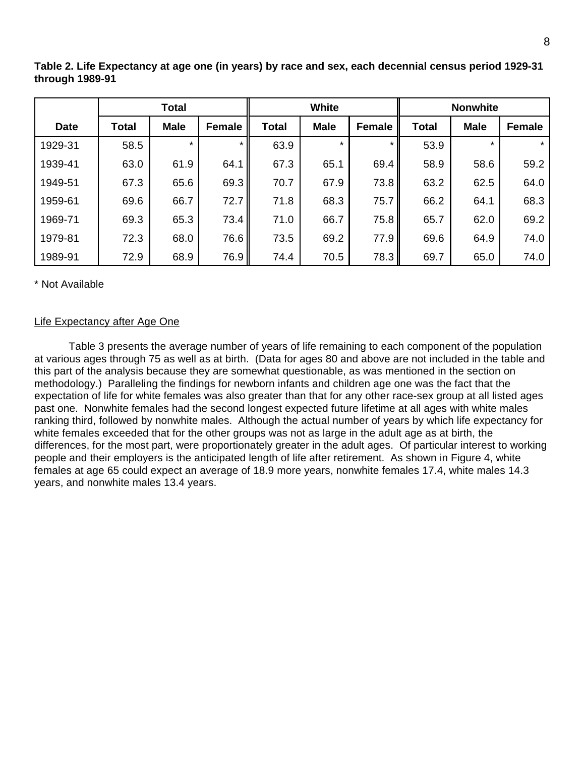**Table 2. Life Expectancy at age one (in years) by race and sex, each decennial census period 1929-31 through 1989-91**

| | Total | | | White | | | Nonwhite | | |
|---|---|---|---|---|---|---|---|---|---|
| Date | Total | Male | Female | Total | Male | Female | Total | Male | Female |
| 1929-31 | 58.5 | * | * | 63.9 | * | * | 53.9 | * | * |
| 1939-41 | 63.0 | 61.9 | 64.1 | 67.3 | 65.1 | 69.4 | 58.9 | 58.6 | 59.2 |
| 1949-51 | 67.3 | 65.6 | 69.3 | 70.7 | 67.9 | 73.8 | 63.2 | 62.5 | 64.0 |
| 1959-61 | 69.6 | 66.7 | 72.7 | 71.8 | 68.3 | 75.7 | 66.2 | 64.1 | 68.3 |
| 1969-71 | 69.3 | 65.3 | 73.4 | 71.0 | 66.7 | 75.8 | 65.7 | 62.0 | 69.2 |
| 1979-81 | 72.3 | 68.0 | 76.6 | 73.5 | 69.2 | 77.9 | 69.6 | 64.9 | 74.0 |
| 1989-91 | 72.9 | 68.9 | 76.9 | 74.4 | 70.5 | 78.3 | 69.7 | 65.0 | 74.0 |

* Not Available

Life Expectancy after Age One

Table 3 presents the average number of years of life remaining to each component of the population at various ages through 75 as well as at birth. (Data for ages 80 and above are not included in the table and this part of the analysis because they are somewhat questionable, as was mentioned in the section on methodology.) Paralleling the findings for newborn infants and children age one was the fact that the expectation of life for white females was also greater than that for any other race-sex group at all listed ages past one. Nonwhite females had the second longest expected future lifetime at all ages with white males ranking third, followed by nonwhite males. Although the actual number of years by which life expectancy for white females exceeded that for the other groups was not as large in the adult age as at birth, the differences, for the most part, were proportionately greater in the adult ages. Of particular interest to working people and their employers is the anticipated length of life after retirement. As shown in Figure 4, white females at age 65 could expect an average of 18.9 more years, nonwhite females 17.4, white males 14.3 years, and nonwhite males 13.4 years.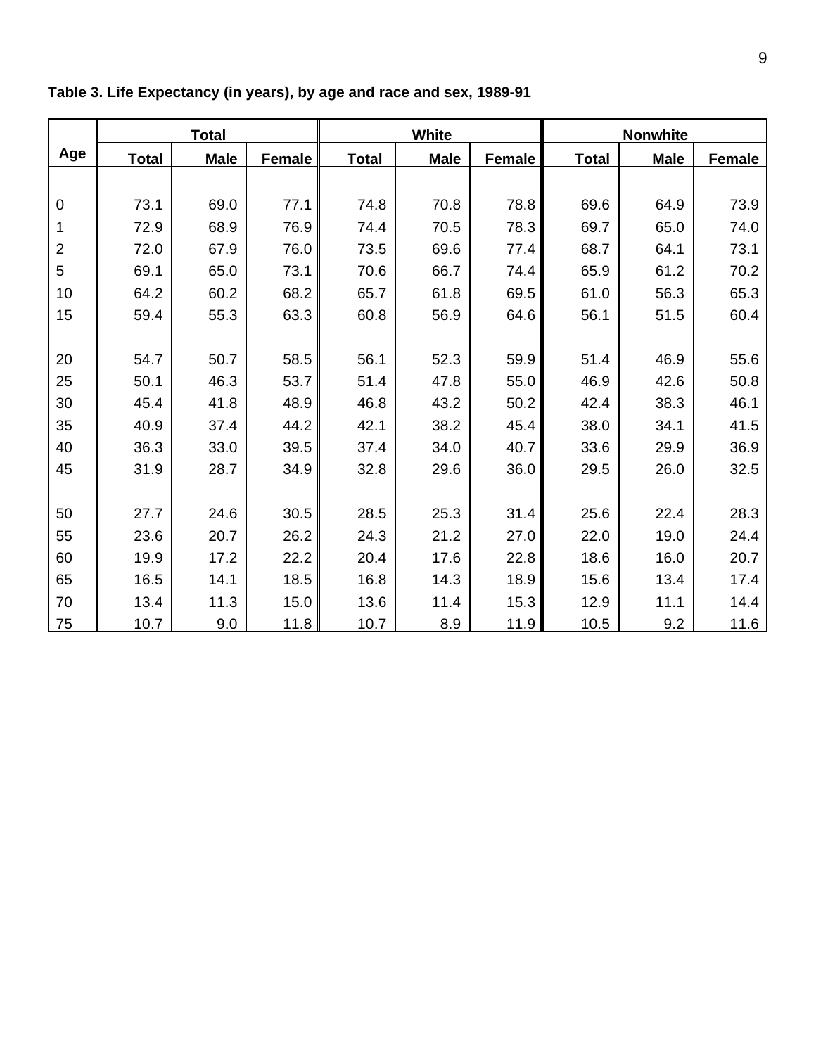**Table 3. Life Expectancy (in years), by age and race and sex, 1989-91**

| Age | Total | | | White | | | Nonwhite | | |
|---|---|---|---|---|---|---|---|---|---|
| | Total | Male | Female | Total | Male | Female | Total | Male | Female |
| 0 | 73.1 | 69.0 | 77.1 | 74.8 | 70.8 | 78.8 | 69.6 | 64.9 | 73.9 |
| 1 | 72.9 | 68.9 | 76.9 | 74.4 | 70.5 | 78.3 | 69.7 | 65.0 | 74.0 |
| 2 | 72.0 | 67.9 | 76.0 | 73.5 | 69.6 | 77.4 | 68.7 | 64.1 | 73.1 |
| 5 | 69.1 | 65.0 | 73.1 | 70.6 | 66.7 | 74.4 | 65.9 | 61.2 | 70.2 |
| 10 | 64.2 | 60.2 | 68.2 | 65.7 | 61.8 | 69.5 | 61.0 | 56.3 | 65.3 |
| 15 | 59.4 | 55.3 | 63.3 | 60.8 | 56.9 | 64.6 | 56.1 | 51.5 | 60.4 |
| 20 | 54.7 | 50.7 | 58.5 | 56.1 | 52.3 | 59.9 | 51.4 | 46.9 | 55.6 |
| 25 | 50.1 | 46.3 | 53.7 | 51.4 | 47.8 | 55.0 | 46.9 | 42.6 | 50.8 |
| 30 | 45.4 | 41.8 | 48.9 | 46.8 | 43.2 | 50.2 | 42.4 | 38.3 | 46.1 |
| 35 | 40.9 | 37.4 | 44.2 | 42.1 | 38.2 | 45.4 | 38.0 | 34.1 | 41.5 |
| 40 | 36.3 | 33.0 | 39.5 | 37.4 | 34.0 | 40.7 | 33.6 | 29.9 | 36.9 |
| 45 | 31.9 | 28.7 | 34.9 | 32.8 | 29.6 | 36.0 | 29.5 | 26.0 | 32.5 |
| 50 | 27.7 | 24.6 | 30.5 | 28.5 | 25.3 | 31.4 | 25.6 | 22.4 | 28.3 |
| 55 | 23.6 | 20.7 | 26.2 | 24.3 | 21.2 | 27.0 | 22.0 | 19.0 | 24.4 |
| 60 | 19.9 | 17.2 | 22.2 | 20.4 | 17.6 | 22.8 | 18.6 | 16.0 | 20.7 |
| 65 | 16.5 | 14.1 | 18.5 | 16.8 | 14.3 | 18.9 | 15.6 | 13.4 | 17.4 |
| 70 | 13.4 | 11.3 | 15.0 | 13.6 | 11.4 | 15.3 | 12.9 | 11.1 | 14.4 |
| 75 | 10.7 | 9.0 | 11.8 | 10.7 | 8.9 | 11.9 | 10.5 | 9.2 | 11.6 |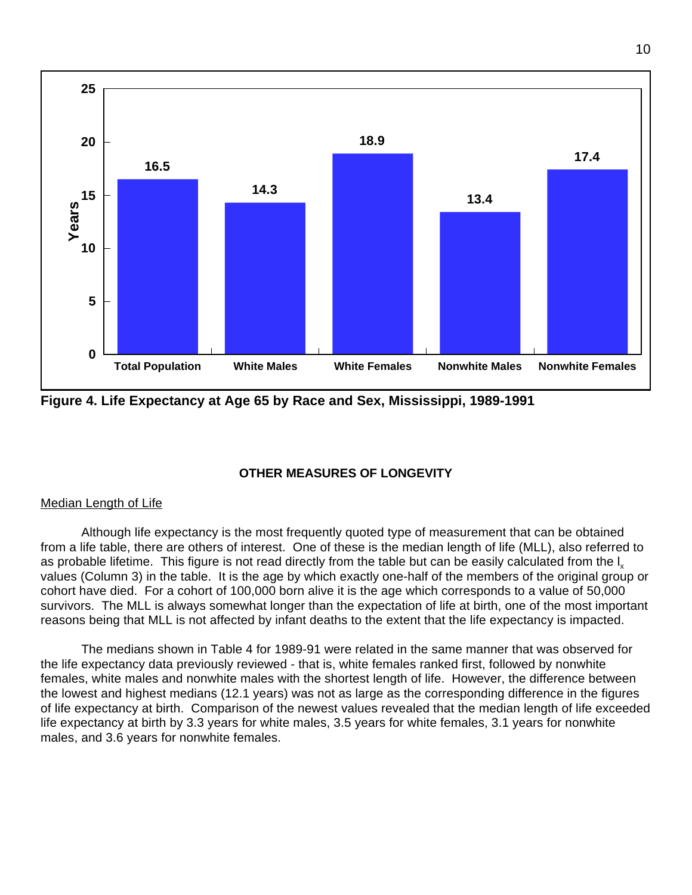25

20

15

10

5

0

Years

16.5

14.3

18.9

13.4

17.4

Total Population

White Males

White Females

Nonwhite Males

Nonwhite Females

**Figure 4. Life Expectancy at Age 65 by Race and Sex, Mississippi, 1989-1991**

## OTHER MEASURES OF LONGEVITY

### Median Length of Life

Although life expectancy is the most frequently quoted type of measurement that can be obtained from a life table, there are others of interest. One of these is the median length of life (MLL), also referred to as probable lifetime. This figure is not read directly from the table but can be easily calculated from the $l_x$ values (Column 3) in the table. It is the age by which exactly one-half of the members of the original group or cohort have died. For a cohort of 100,000 born alive it is the age which corresponds to a value of 50,000 survivors. The MLL is always somewhat longer than the expectation of life at birth, one of the most important reasons being that MLL is not affected by infant deaths to the extent that the life expectancy is impacted.

The medians shown in Table 4 for 1989-91 were related in the same manner that was observed for the life expectancy data previously reviewed - that is, white females ranked first, followed by nonwhite females, white males and nonwhite males with the shortest length of life. However, the difference between the lowest and highest medians (12.1 years) was not as large as the corresponding difference in the figures of life expectancy at birth. Comparison of the newest values revealed that the median length of life exceeded life expectancy at birth by 3.3 years for white males, 3.5 years for white females, 3.1 years for nonwhite males, and 3.6 years for nonwhite females.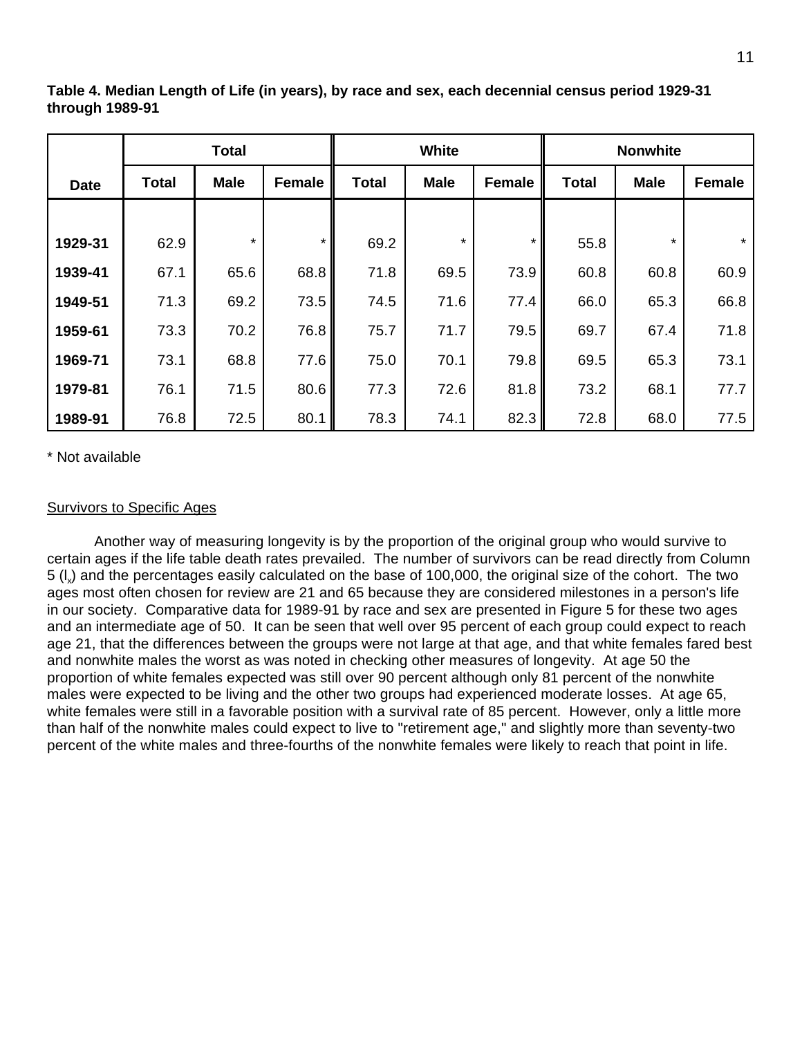**Table 4. Median Length of Life (in years), by race and sex, each decennial census period 1929-31 through 1989-91**

| | Total | | | White | | | Nonwhite | | |
|---|---|---|---|---|---|---|---|---|---|
| Date | Total | Male | Female | Total | Male | Female | Total | Male | Female |
| **1929-31** | 62.9 | * | * | 69.2 | * | * | 55.8 | * | * |
| **1939-41** | 67.1 | 65.6 | 68.8 | 71.8 | 69.5 | 73.9 | 60.8 | 60.8 | 60.9 |
| **1949-51** | 71.3 | 69.2 | 73.5 | 74.5 | 71.6 | 77.4 | 66.0 | 65.3 | 66.8 |
| **1959-61** | 73.3 | 70.2 | 76.8 | 75.7 | 71.7 | 79.5 | 69.7 | 67.4 | 71.8 |
| **1969-71** | 73.1 | 68.8 | 77.6 | 75.0 | 70.1 | 79.8 | 69.5 | 65.3 | 73.1 |
| **1979-81** | 76.1 | 71.5 | 80.6 | 77.3 | 72.6 | 81.8 | 73.2 | 68.1 | 77.7 |
| **1989-91** | 76.8 | 72.5 | 80.1 | 78.3 | 74.1 | 82.3 | 72.8 | 68.0 | 77.5 |

* Not available

## Survivors to Specific Ages

Another way of measuring longevity is by the proportion of the original group who would survive to certain ages if the life table death rates prevailed. The number of survivors can be read directly from Column 5 ($l_x$) and the percentages easily calculated on the base of 100,000, the original size of the cohort. The two ages most often chosen for review are 21 and 65 because they are considered milestones in a person's life in our society. Comparative data for 1989-91 by race and sex are presented in Figure 5 for these two ages and an intermediate age of 50. It can be seen that well over 95 percent of each group could expect to reach age 21, that the differences between the groups were not large at that age, and that white females fared best and nonwhite males the worst as was noted in checking other measures of longevity. At age 50 the proportion of white females expected was still over 90 percent although only 81 percent of the nonwhite males were expected to be living and the other two groups had experienced moderate losses. At age 65, white females were still in a favorable position with a survival rate of 85 percent. However, only a little more than half of the nonwhite males could expect to live to "retirement age," and slightly more than seventy-two percent of the white males and three-fourths of the nonwhite females were likely to reach that point in life.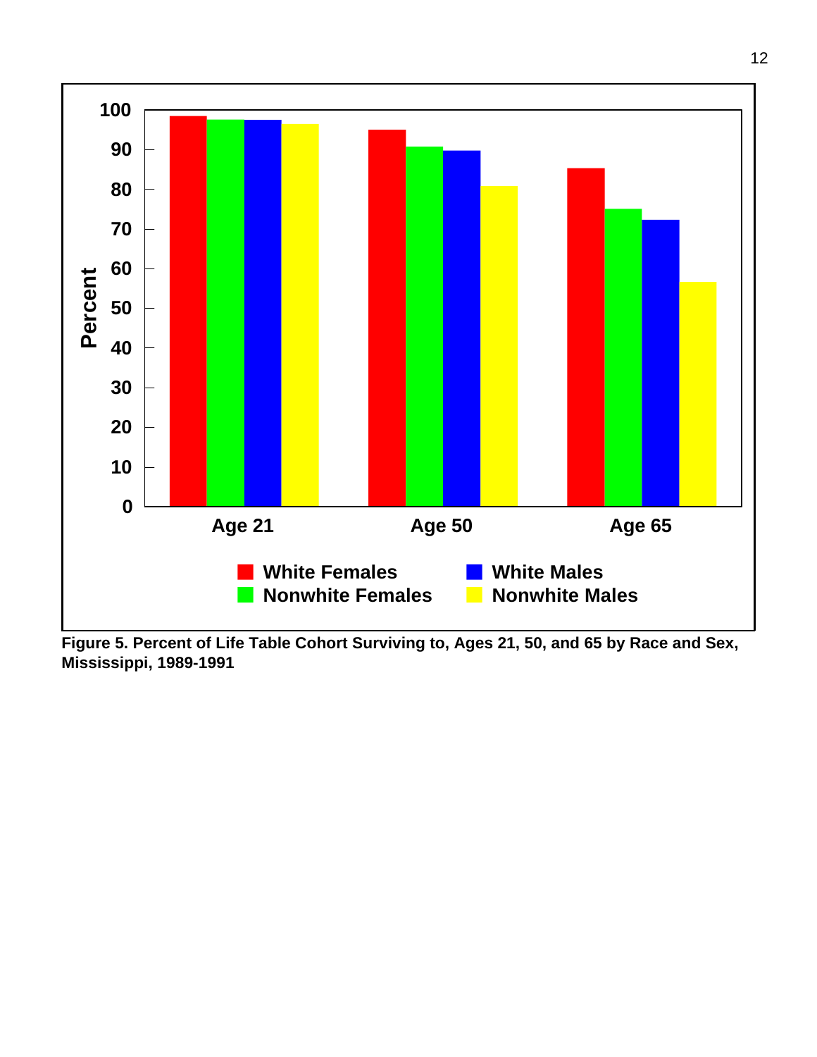100
90
80
70
60
50
40
30
20
10
0

Percent

Age 21
Age 50
Age 65

White Females
Nonwhite Females
White Males
Nonwhite Males

**Figure 5. Percent of Life Table Cohort Surviving to, Ages 21, 50, and 65 by Race and Sex, Mississippi, 1989-1991**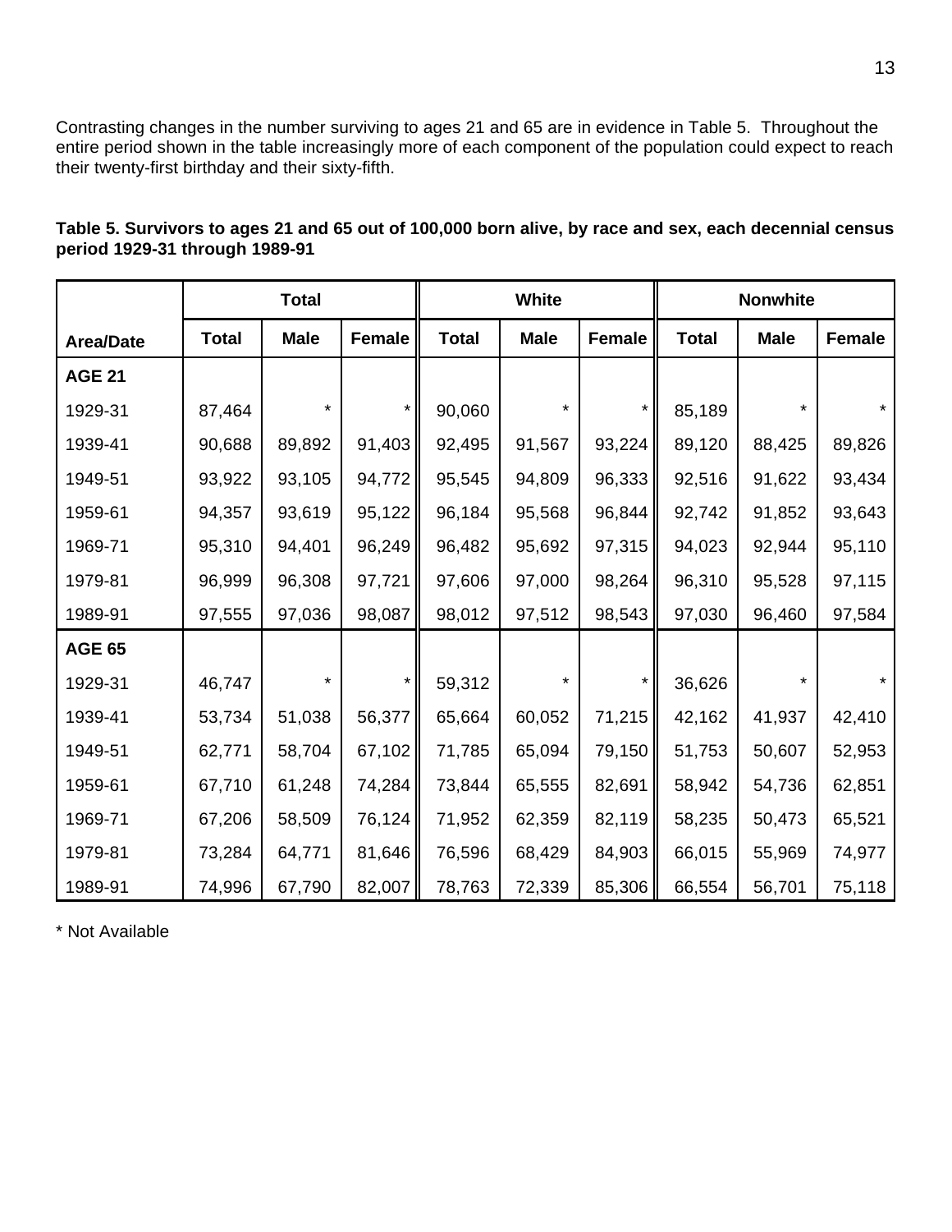Contrasting changes in the number surviving to ages 21 and 65 are in evidence in Table 5. Throughout the entire period shown in the table increasingly more of each component of the population could expect to reach their twenty-first birthday and their sixty-fifth.

**Table 5. Survivors to ages 21 and 65 out of 100,000 born alive, by race and sex, each decennial census period 1929-31 through 1989-91**

| | Total | | | White | | | Nonwhite | | |
|---|---|---|---|---|---|---|---|---|---|
| **Area/Date** | **Total** | **Male** | **Female** | **Total** | **Male** | **Female** | **Total** | **Male** | **Female** |
| **AGE 21** | | | | | | | | | |
| 1929-31 | 87,464 | * | * | 90,060 | * | * | 85,189 | * | * |
| 1939-41 | 90,688 | 89,892 | 91,403 | 92,495 | 91,567 | 93,224 | 89,120 | 88,425 | 89,826 |
| 1949-51 | 93,922 | 93,105 | 94,772 | 95,545 | 94,809 | 96,333 | 92,516 | 91,622 | 93,434 |
| 1959-61 | 94,357 | 93,619 | 95,122 | 96,184 | 95,568 | 96,844 | 92,742 | 91,852 | 93,643 |
| 1969-71 | 95,310 | 94,401 | 96,249 | 96,482 | 95,692 | 97,315 | 94,023 | 92,944 | 95,110 |
| 1979-81 | 96,999 | 96,308 | 97,721 | 97,606 | 97,000 | 98,264 | 96,310 | 95,528 | 97,115 |
| 1989-91 | 97,555 | 97,036 | 98,087 | 98,012 | 97,512 | 98,543 | 97,030 | 96,460 | 97,584 |
| **AGE 65** | | | | | | | | | |
| 1929-31 | 46,747 | * | * | 59,312 | * | * | 36,626 | * | * |
| 1939-41 | 53,734 | 51,038 | 56,377 | 65,664 | 60,052 | 71,215 | 42,162 | 41,937 | 42,410 |
| 1949-51 | 62,771 | 58,704 | 67,102 | 71,785 | 65,094 | 79,150 | 51,753 | 50,607 | 52,953 |
| 1959-61 | 67,710 | 61,248 | 74,284 | 73,844 | 65,555 | 82,691 | 58,942 | 54,736 | 62,851 |
| 1969-71 | 67,206 | 58,509 | 76,124 | 71,952 | 62,359 | 82,119 | 58,235 | 50,473 | 65,521 |
| 1979-81 | 73,284 | 64,771 | 81,646 | 76,596 | 68,429 | 84,903 | 66,015 | 55,969 | 74,977 |
| 1989-91 | 74,996 | 67,790 | 82,007 | 78,763 | 72,339 | 85,306 | 66,554 | 56,701 | 75,118 |

* Not Available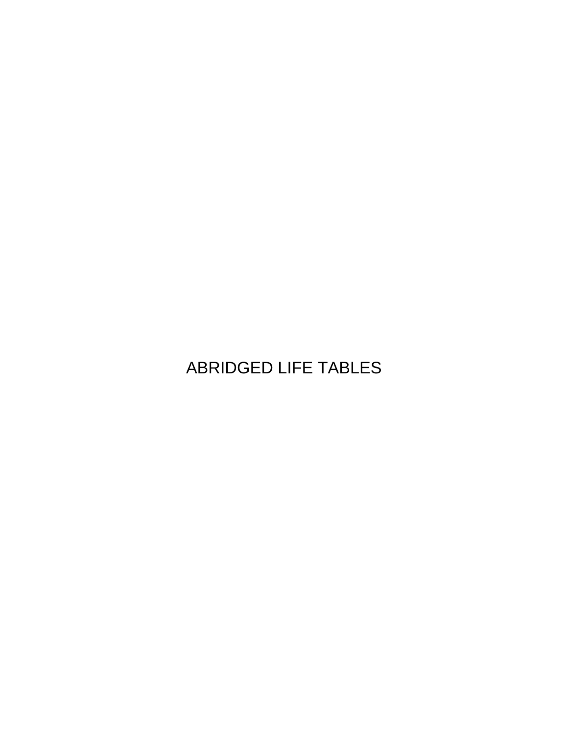# ABRIDGED LIFE TABLES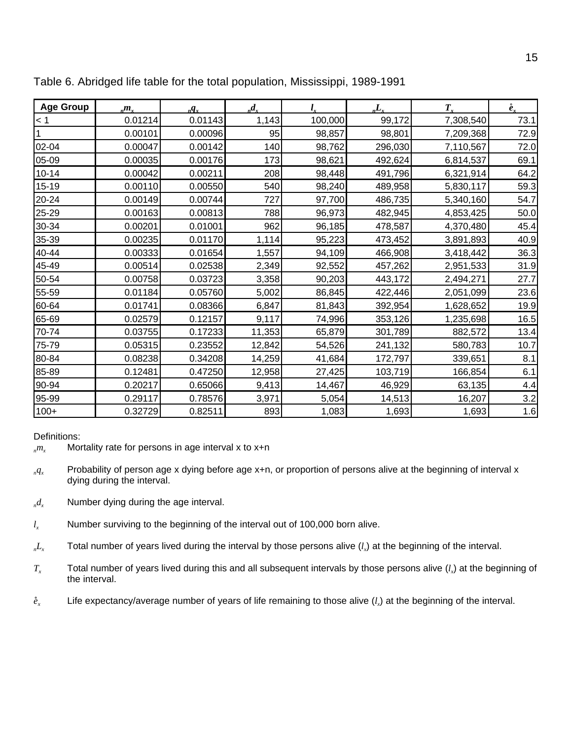Table 6. Abridged life table for the total population, Mississippi, 1989-1991

| Age Group | ${}_nm_x$ | ${}_nq_x$ | ${}_nd_x$ | $l_x$ | ${}_nL_x$ | $T_x$ | $\mathring{e}_x$ |
|---|---|---|---|---|---|---|---|
| < 1 | 0.01214 | 0.01143 | 1,143 | 100,000 | 99,172 | 7,308,540 | 73.1 |
| 1 | 0.00101 | 0.00096 | 95 | 98,857 | 98,801 | 7,209,368 | 72.9 |
| 02-04 | 0.00047 | 0.00142 | 140 | 98,762 | 296,030 | 7,110,567 | 72.0 |
| 05-09 | 0.00035 | 0.00176 | 173 | 98,621 | 492,624 | 6,814,537 | 69.1 |
| 10-14 | 0.00042 | 0.00211 | 208 | 98,448 | 491,796 | 6,321,914 | 64.2 |
| 15-19 | 0.00110 | 0.00550 | 540 | 98,240 | 489,958 | 5,830,117 | 59.3 |
| 20-24 | 0.00149 | 0.00744 | 727 | 97,700 | 486,735 | 5,340,160 | 54.7 |
| 25-29 | 0.00163 | 0.00813 | 788 | 96,973 | 482,945 | 4,853,425 | 50.0 |
| 30-34 | 0.00201 | 0.01001 | 962 | 96,185 | 478,587 | 4,370,480 | 45.4 |
| 35-39 | 0.00235 | 0.01170 | 1,114 | 95,223 | 473,452 | 3,891,893 | 40.9 |
| 40-44 | 0.00333 | 0.01654 | 1,557 | 94,109 | 466,908 | 3,418,442 | 36.3 |
| 45-49 | 0.00514 | 0.02538 | 2,349 | 92,552 | 457,262 | 2,951,533 | 31.9 |
| 50-54 | 0.00758 | 0.03723 | 3,358 | 90,203 | 443,172 | 2,494,271 | 27.7 |
| 55-59 | 0.01184 | 0.05760 | 5,002 | 86,845 | 422,446 | 2,051,099 | 23.6 |
| 60-64 | 0.01741 | 0.08366 | 6,847 | 81,843 | 392,954 | 1,628,652 | 19.9 |
| 65-69 | 0.02579 | 0.12157 | 9,117 | 74,996 | 353,126 | 1,235,698 | 16.5 |
| 70-74 | 0.03755 | 0.17233 | 11,353 | 65,879 | 301,789 | 882,572 | 13.4 |
| 75-79 | 0.05315 | 0.23552 | 12,842 | 54,526 | 241,132 | 580,783 | 10.7 |
| 80-84 | 0.08238 | 0.34208 | 14,259 | 41,684 | 172,797 | 339,651 | 8.1 |
| 85-89 | 0.12481 | 0.47250 | 12,958 | 27,425 | 103,719 | 166,854 | 6.1 |
| 90-94 | 0.20217 | 0.65066 | 9,413 | 14,467 | 46,929 | 63,135 | 4.4 |
| 95-99 | 0.29117 | 0.78576 | 3,971 | 5,054 | 14,513 | 16,207 | 3.2 |
| 100+ | 0.32729 | 0.82511 | 893 | 1,083 | 1,693 | 1,693 | 1.6 |

Definitions:

${}_nm_x$ Mortality rate for persons in age interval x to x+n

${}_nq_x$ Probability of person age x dying before age x+n, or proportion of persons alive at the beginning of interval x dying during the interval.

${}_nd_x$ Number dying during the age interval.

$l_x$ Number surviving to the beginning of the interval out of 100,000 born alive.

${}_nL_x$ Total number of years lived during the interval by those persons alive ($l_x$) at the beginning of the interval.

$T_x$ Total number of years lived during this and all subsequent intervals by those persons alive ($l_x$) at the beginning of the interval.

$\mathring{e}_x$ Life expectancy/average number of years of life remaining to those alive ($l_x$) at the beginning of the interval.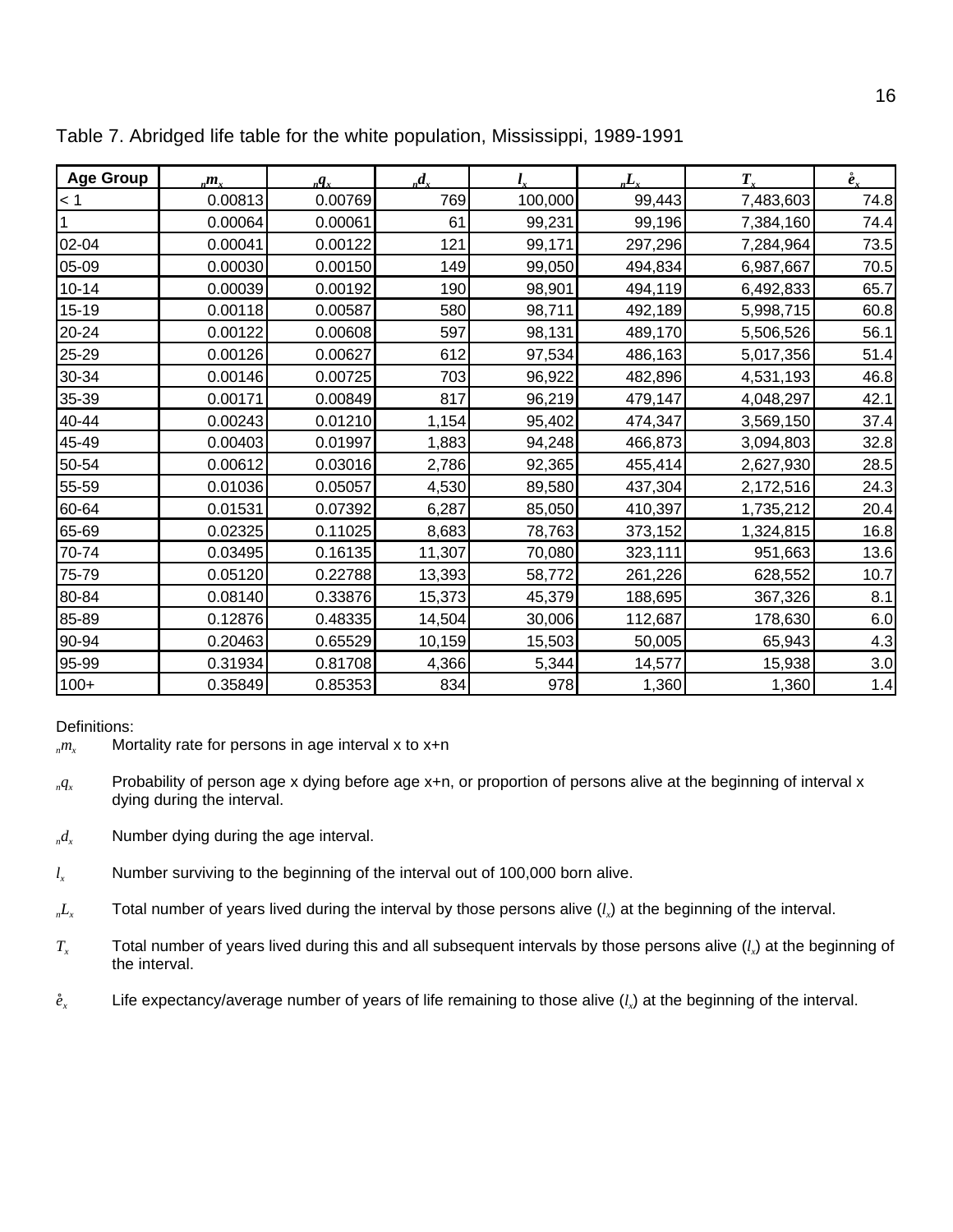Table 7. Abridged life table for the white population, Mississippi, 1989-1991

| Age Group | ${}_nm_x$ | ${}_nq_x$ | ${}_nd_x$ | $l_x$ | ${}_nL_x$ | $T_x$ | $\mathring{e}_x$ |
|---|---|---|---|---|---|---|---|
| < 1 | 0.00813 | 0.00769 | 769 | 100,000 | 99,443 | 7,483,603 | 74.8 |
| 1 | 0.00064 | 0.00061 | 61 | 99,231 | 99,196 | 7,384,160 | 74.4 |
| 02-04 | 0.00041 | 0.00122 | 121 | 99,171 | 297,296 | 7,284,964 | 73.5 |
| 05-09 | 0.00030 | 0.00150 | 149 | 99,050 | 494,834 | 6,987,667 | 70.5 |
| 10-14 | 0.00039 | 0.00192 | 190 | 98,901 | 494,119 | 6,492,833 | 65.7 |
| 15-19 | 0.00118 | 0.00587 | 580 | 98,711 | 492,189 | 5,998,715 | 60.8 |
| 20-24 | 0.00122 | 0.00608 | 597 | 98,131 | 489,170 | 5,506,526 | 56.1 |
| 25-29 | 0.00126 | 0.00627 | 612 | 97,534 | 486,163 | 5,017,356 | 51.4 |
| 30-34 | 0.00146 | 0.00725 | 703 | 96,922 | 482,896 | 4,531,193 | 46.8 |
| 35-39 | 0.00171 | 0.00849 | 817 | 96,219 | 479,147 | 4,048,297 | 42.1 |
| 40-44 | 0.00243 | 0.01210 | 1,154 | 95,402 | 474,347 | 3,569,150 | 37.4 |
| 45-49 | 0.00403 | 0.01997 | 1,883 | 94,248 | 466,873 | 3,094,803 | 32.8 |
| 50-54 | 0.00612 | 0.03016 | 2,786 | 92,365 | 455,414 | 2,627,930 | 28.5 |
| 55-59 | 0.01036 | 0.05057 | 4,530 | 89,580 | 437,304 | 2,172,516 | 24.3 |
| 60-64 | 0.01531 | 0.07392 | 6,287 | 85,050 | 410,397 | 1,735,212 | 20.4 |
| 65-69 | 0.02325 | 0.11025 | 8,683 | 78,763 | 373,152 | 1,324,815 | 16.8 |
| 70-74 | 0.03495 | 0.16135 | 11,307 | 70,080 | 323,111 | 951,663 | 13.6 |
| 75-79 | 0.05120 | 0.22788 | 13,393 | 58,772 | 261,226 | 628,552 | 10.7 |
| 80-84 | 0.08140 | 0.33876 | 15,373 | 45,379 | 188,695 | 367,326 | 8.1 |
| 85-89 | 0.12876 | 0.48335 | 14,504 | 30,006 | 112,687 | 178,630 | 6.0 |
| 90-94 | 0.20463 | 0.65529 | 10,159 | 15,503 | 50,005 | 65,943 | 4.3 |
| 95-99 | 0.31934 | 0.81708 | 4,366 | 5,344 | 14,577 | 15,938 | 3.0 |
| 100+ | 0.35849 | 0.85353 | 834 | 978 | 1,360 | 1,360 | 1.4 |

Definitions:

${}_nm_x$ Mortality rate for persons in age interval x to x+n

${}_nq_x$ Probability of person age x dying before age x+n, or proportion of persons alive at the beginning of interval x dying during the interval.

${}_nd_x$ Number dying during the age interval.

$l_x$ Number surviving to the beginning of the interval out of 100,000 born alive.

${}_nL_x$ Total number of years lived during the interval by those persons alive ($l_x$) at the beginning of the interval.

$T_x$ Total number of years lived during this and all subsequent intervals by those persons alive ($l_x$) at the beginning of the interval.

$\mathring{e}_x$ Life expectancy/average number of years of life remaining to those alive ($l_x$) at the beginning of the interval.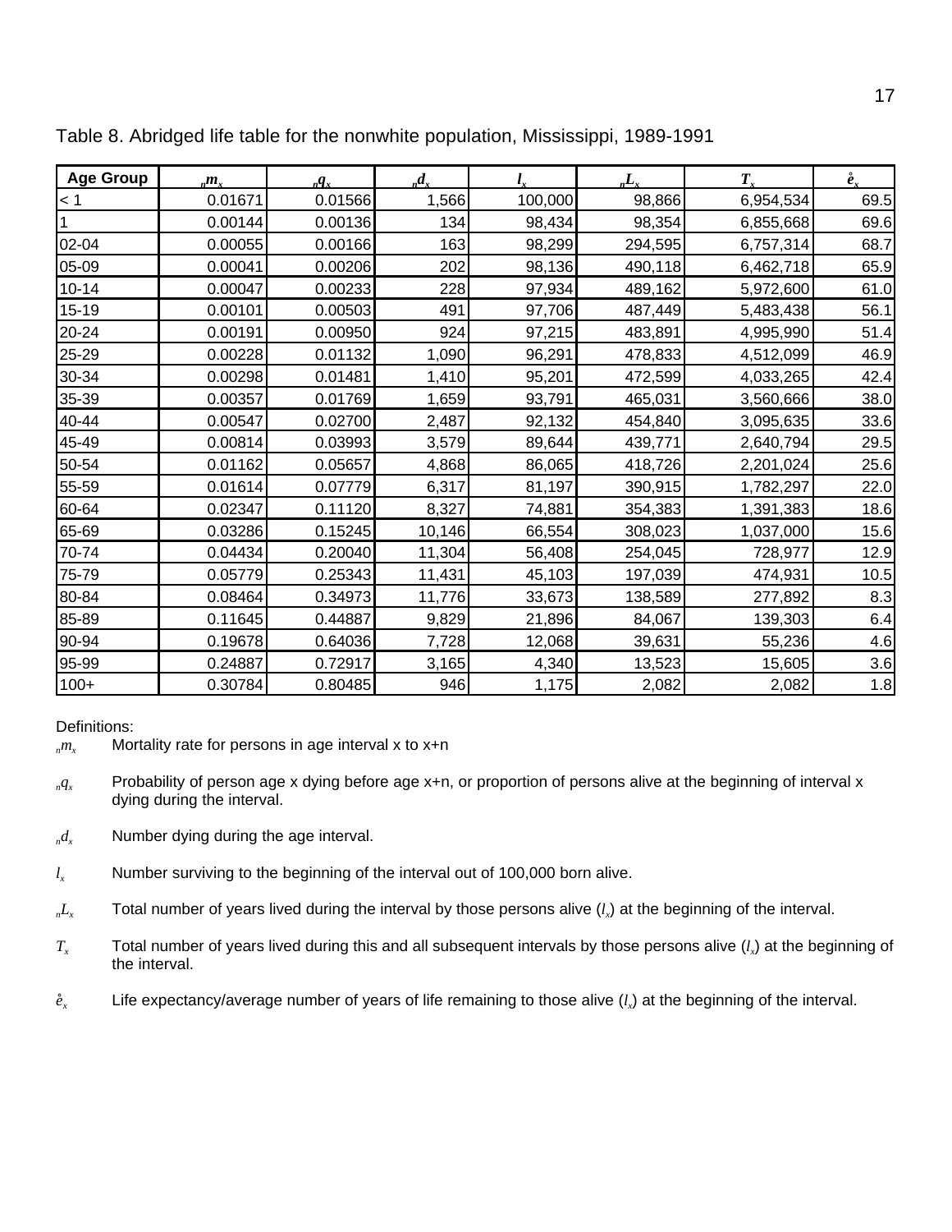Table 8. Abridged life table for the nonwhite population, Mississippi, 1989-1991

| Age Group | $_nm_x$ | $_nq_x$ | $_nd_x$ | $l_x$ | $_nL_x$ | $T_x$ | $\mathring{e}_x$ |
|---|---|---|---|---|---|---|---|
| < 1 | 0.01671 | 0.01566 | 1,566 | 100,000 | 98,866 | 6,954,534 | 69.5 |
| 1 | 0.00144 | 0.00136 | 134 | 98,434 | 98,354 | 6,855,668 | 69.6 |
| 02-04 | 0.00055 | 0.00166 | 163 | 98,299 | 294,595 | 6,757,314 | 68.7 |
| 05-09 | 0.00041 | 0.00206 | 202 | 98,136 | 490,118 | 6,462,718 | 65.9 |
| 10-14 | 0.00047 | 0.00233 | 228 | 97,934 | 489,162 | 5,972,600 | 61.0 |
| 15-19 | 0.00101 | 0.00503 | 491 | 97,706 | 487,449 | 5,483,438 | 56.1 |
| 20-24 | 0.00191 | 0.00950 | 924 | 97,215 | 483,891 | 4,995,990 | 51.4 |
| 25-29 | 0.00228 | 0.01132 | 1,090 | 96,291 | 478,833 | 4,512,099 | 46.9 |
| 30-34 | 0.00298 | 0.01481 | 1,410 | 95,201 | 472,599 | 4,033,265 | 42.4 |
| 35-39 | 0.00357 | 0.01769 | 1,659 | 93,791 | 465,031 | 3,560,666 | 38.0 |
| 40-44 | 0.00547 | 0.02700 | 2,487 | 92,132 | 454,840 | 3,095,635 | 33.6 |
| 45-49 | 0.00814 | 0.03993 | 3,579 | 89,644 | 439,771 | 2,640,794 | 29.5 |
| 50-54 | 0.01162 | 0.05657 | 4,868 | 86,065 | 418,726 | 2,201,024 | 25.6 |
| 55-59 | 0.01614 | 0.07779 | 6,317 | 81,197 | 390,915 | 1,782,297 | 22.0 |
| 60-64 | 0.02347 | 0.11120 | 8,327 | 74,881 | 354,383 | 1,391,383 | 18.6 |
| 65-69 | 0.03286 | 0.15245 | 10,146 | 66,554 | 308,023 | 1,037,000 | 15.6 |
| 70-74 | 0.04434 | 0.20040 | 11,304 | 56,408 | 254,045 | 728,977 | 12.9 |
| 75-79 | 0.05779 | 0.25343 | 11,431 | 45,103 | 197,039 | 474,931 | 10.5 |
| 80-84 | 0.08464 | 0.34973 | 11,776 | 33,673 | 138,589 | 277,892 | 8.3 |
| 85-89 | 0.11645 | 0.44887 | 9,829 | 21,896 | 84,067 | 139,303 | 6.4 |
| 90-94 | 0.19678 | 0.64036 | 7,728 | 12,068 | 39,631 | 55,236 | 4.6 |
| 95-99 | 0.24887 | 0.72917 | 3,165 | 4,340 | 13,523 | 15,605 | 3.6 |
| 100+ | 0.30784 | 0.80485 | 946 | 1,175 | 2,082 | 2,082 | 1.8 |

Definitions:

$_nm_x$ Mortality rate for persons in age interval x to x+n

$_nq_x$ Probability of person age x dying before age x+n, or proportion of persons alive at the beginning of interval x dying during the interval.

$_nd_x$ Number dying during the age interval.

$l_x$ Number surviving to the beginning of the interval out of 100,000 born alive.

$_nL_x$ Total number of years lived during the interval by those persons alive ($l_x$) at the beginning of the interval.

$T_x$ Total number of years lived during this and all subsequent intervals by those persons alive ($l_x$) at the beginning of the interval.

$\mathring{e}_x$ Life expectancy/average number of years of life remaining to those alive ($l_x$) at the beginning of the interval.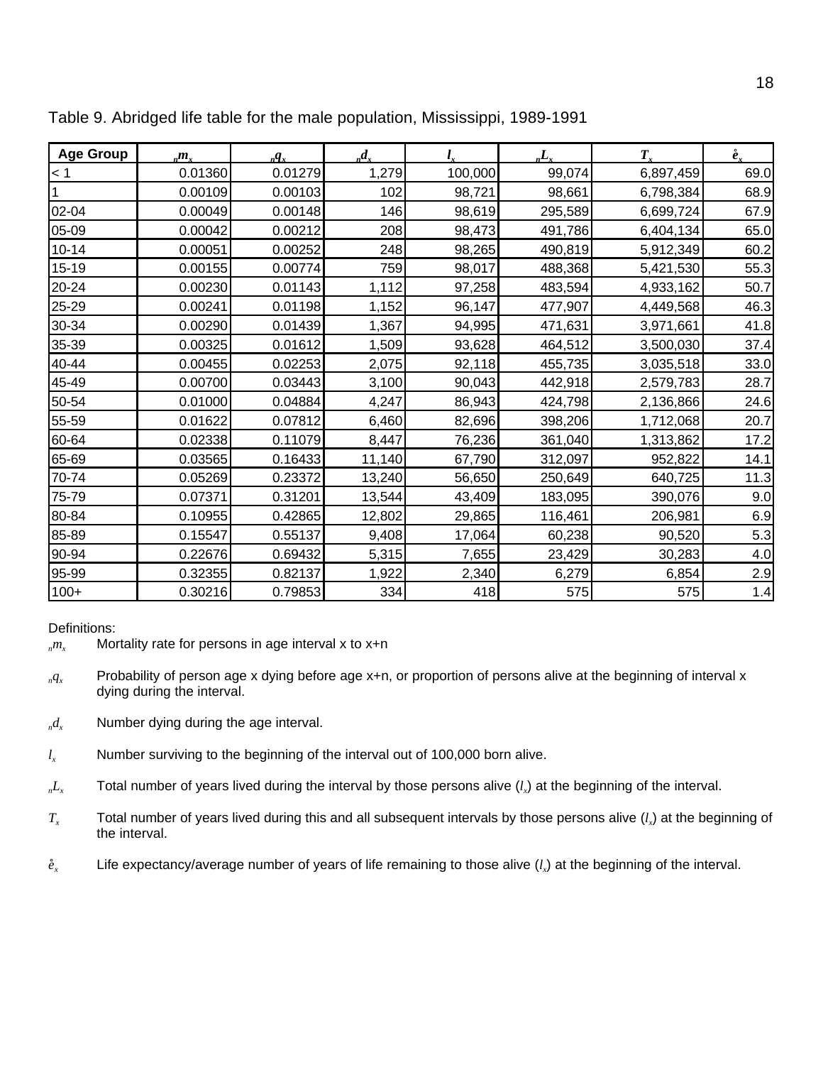Table 9. Abridged life table for the male population, Mississippi, 1989-1991

| Age Group | $_nm_x$ | $_nq_x$ | $_nd_x$ | $l_x$ | $_nL_x$ | $T_x$ | $\mathring{e}_x$ |
|---|---|---|---|---|---|---|---|
| < 1 | 0.01360 | 0.01279 | 1,279 | 100,000 | 99,074 | 6,897,459 | 69.0 |
| 1 | 0.00109 | 0.00103 | 102 | 98,721 | 98,661 | 6,798,384 | 68.9 |
| 02-04 | 0.00049 | 0.00148 | 146 | 98,619 | 295,589 | 6,699,724 | 67.9 |
| 05-09 | 0.00042 | 0.00212 | 208 | 98,473 | 491,786 | 6,404,134 | 65.0 |
| 10-14 | 0.00051 | 0.00252 | 248 | 98,265 | 490,819 | 5,912,349 | 60.2 |
| 15-19 | 0.00155 | 0.00774 | 759 | 98,017 | 488,368 | 5,421,530 | 55.3 |
| 20-24 | 0.00230 | 0.01143 | 1,112 | 97,258 | 483,594 | 4,933,162 | 50.7 |
| 25-29 | 0.00241 | 0.01198 | 1,152 | 96,147 | 477,907 | 4,449,568 | 46.3 |
| 30-34 | 0.00290 | 0.01439 | 1,367 | 94,995 | 471,631 | 3,971,661 | 41.8 |
| 35-39 | 0.00325 | 0.01612 | 1,509 | 93,628 | 464,512 | 3,500,030 | 37.4 |
| 40-44 | 0.00455 | 0.02253 | 2,075 | 92,118 | 455,735 | 3,035,518 | 33.0 |
| 45-49 | 0.00700 | 0.03443 | 3,100 | 90,043 | 442,918 | 2,579,783 | 28.7 |
| 50-54 | 0.01000 | 0.04884 | 4,247 | 86,943 | 424,798 | 2,136,866 | 24.6 |
| 55-59 | 0.01622 | 0.07812 | 6,460 | 82,696 | 398,206 | 1,712,068 | 20.7 |
| 60-64 | 0.02338 | 0.11079 | 8,447 | 76,236 | 361,040 | 1,313,862 | 17.2 |
| 65-69 | 0.03565 | 0.16433 | 11,140 | 67,790 | 312,097 | 952,822 | 14.1 |
| 70-74 | 0.05269 | 0.23372 | 13,240 | 56,650 | 250,649 | 640,725 | 11.3 |
| 75-79 | 0.07371 | 0.31201 | 13,544 | 43,409 | 183,095 | 390,076 | 9.0 |
| 80-84 | 0.10955 | 0.42865 | 12,802 | 29,865 | 116,461 | 206,981 | 6.9 |
| 85-89 | 0.15547 | 0.55137 | 9,408 | 17,064 | 60,238 | 90,520 | 5.3 |
| 90-94 | 0.22676 | 0.69432 | 5,315 | 7,655 | 23,429 | 30,283 | 4.0 |
| 95-99 | 0.32355 | 0.82137 | 1,922 | 2,340 | 6,279 | 6,854 | 2.9 |
| 100+ | 0.30216 | 0.79853 | 334 | 418 | 575 | 575 | 1.4 |

Definitions:

$_nm_x$ Mortality rate for persons in age interval x to x+n

$_nq_x$ Probability of person age x dying before age x+n, or proportion of persons alive at the beginning of interval x dying during the interval.

$_nd_x$ Number dying during the age interval.

$l_x$ Number surviving to the beginning of the interval out of 100,000 born alive.

$_nL_x$ Total number of years lived during the interval by those persons alive ($l_x$) at the beginning of the interval.

$T_x$ Total number of years lived during this and all subsequent intervals by those persons alive ($l_x$) at the beginning of the interval.

$\mathring{e}_x$ Life expectancy/average number of years of life remaining to those alive ($l_x$) at the beginning of the interval.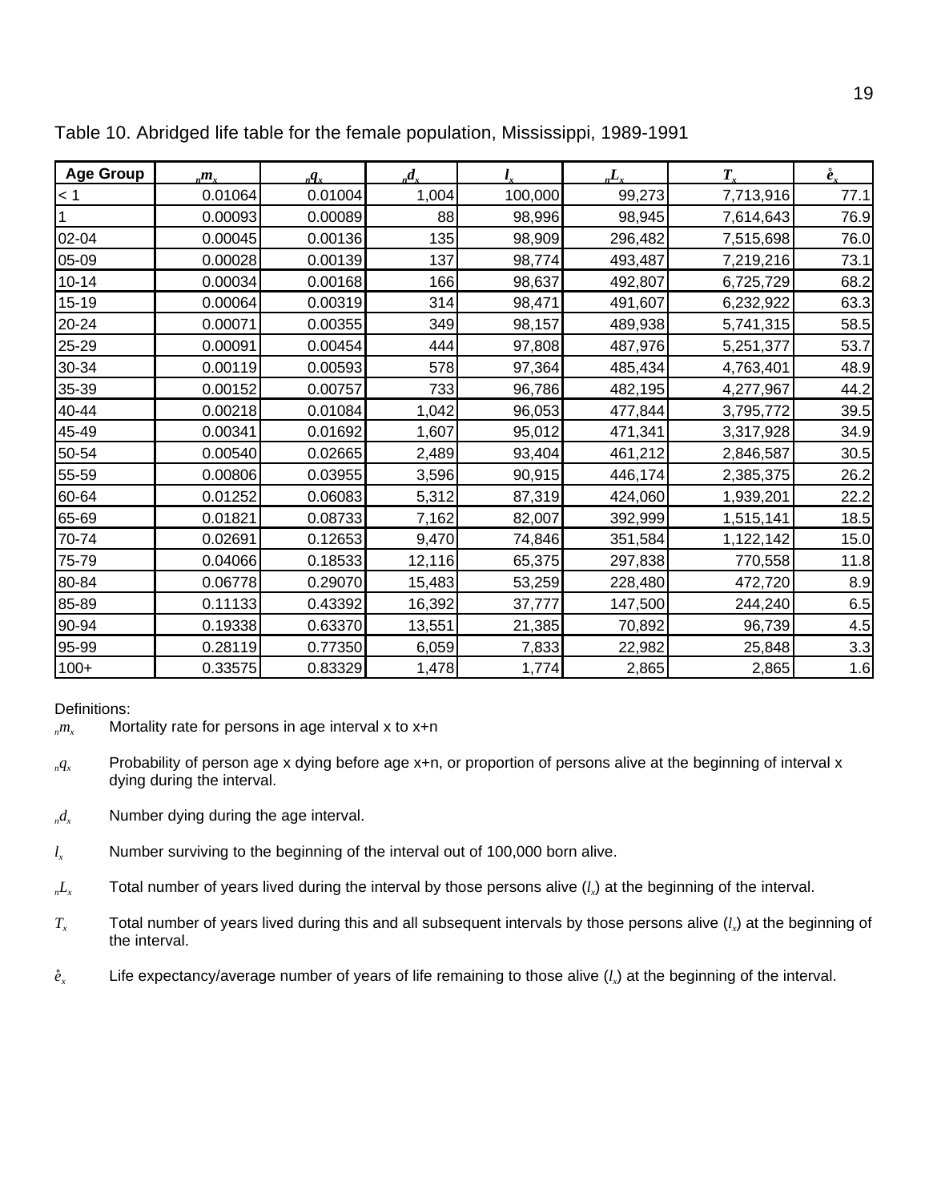Table 10. Abridged life table for the female population, Mississippi, 1989-1991

| Age Group | ${}_nm_x$ | ${}_nq_x$ | ${}_nd_x$ | $l_x$ | ${}_nL_x$ | $T_x$ | $\mathring{e}_x$ |
|---|---|---|---|---|---|---|---|
| < 1 | 0.01064 | 0.01004 | 1,004 | 100,000 | 99,273 | 7,713,916 | 77.1 |
| 1 | 0.00093 | 0.00089 | 88 | 98,996 | 98,945 | 7,614,643 | 76.9 |
| 02-04 | 0.00045 | 0.00136 | 135 | 98,909 | 296,482 | 7,515,698 | 76.0 |
| 05-09 | 0.00028 | 0.00139 | 137 | 98,774 | 493,487 | 7,219,216 | 73.1 |
| 10-14 | 0.00034 | 0.00168 | 166 | 98,637 | 492,807 | 6,725,729 | 68.2 |
| 15-19 | 0.00064 | 0.00319 | 314 | 98,471 | 491,607 | 6,232,922 | 63.3 |
| 20-24 | 0.00071 | 0.00355 | 349 | 98,157 | 489,938 | 5,741,315 | 58.5 |
| 25-29 | 0.00091 | 0.00454 | 444 | 97,808 | 487,976 | 5,251,377 | 53.7 |
| 30-34 | 0.00119 | 0.00593 | 578 | 97,364 | 485,434 | 4,763,401 | 48.9 |
| 35-39 | 0.00152 | 0.00757 | 733 | 96,786 | 482,195 | 4,277,967 | 44.2 |
| 40-44 | 0.00218 | 0.01084 | 1,042 | 96,053 | 477,844 | 3,795,772 | 39.5 |
| 45-49 | 0.00341 | 0.01692 | 1,607 | 95,012 | 471,341 | 3,317,928 | 34.9 |
| 50-54 | 0.00540 | 0.02665 | 2,489 | 93,404 | 461,212 | 2,846,587 | 30.5 |
| 55-59 | 0.00806 | 0.03955 | 3,596 | 90,915 | 446,174 | 2,385,375 | 26.2 |
| 60-64 | 0.01252 | 0.06083 | 5,312 | 87,319 | 424,060 | 1,939,201 | 22.2 |
| 65-69 | 0.01821 | 0.08733 | 7,162 | 82,007 | 392,999 | 1,515,141 | 18.5 |
| 70-74 | 0.02691 | 0.12653 | 9,470 | 74,846 | 351,584 | 1,122,142 | 15.0 |
| 75-79 | 0.04066 | 0.18533 | 12,116 | 65,375 | 297,838 | 770,558 | 11.8 |
| 80-84 | 0.06778 | 0.29070 | 15,483 | 53,259 | 228,480 | 472,720 | 8.9 |
| 85-89 | 0.11133 | 0.43392 | 16,392 | 37,777 | 147,500 | 244,240 | 6.5 |
| 90-94 | 0.19338 | 0.63370 | 13,551 | 21,385 | 70,892 | 96,739 | 4.5 |
| 95-99 | 0.28119 | 0.77350 | 6,059 | 7,833 | 22,982 | 25,848 | 3.3 |
| 100+ | 0.33575 | 0.83329 | 1,478 | 1,774 | 2,865 | 2,865 | 1.6 |

Definitions:

${}_nm_x$ Mortality rate for persons in age interval x to x+n

${}_nq_x$ Probability of person age x dying before age x+n, or proportion of persons alive at the beginning of interval x dying during the interval.

${}_nd_x$ Number dying during the age interval.

$l_x$ Number surviving to the beginning of the interval out of 100,000 born alive.

${}_nL_x$ Total number of years lived during the interval by those persons alive ($l_x$) at the beginning of the interval.

$T_x$ Total number of years lived during this and all subsequent intervals by those persons alive ($l_x$) at the beginning of the interval.

$\mathring{e}_x$ Life expectancy/average number of years of life remaining to those alive ($l_x$) at the beginning of the interval.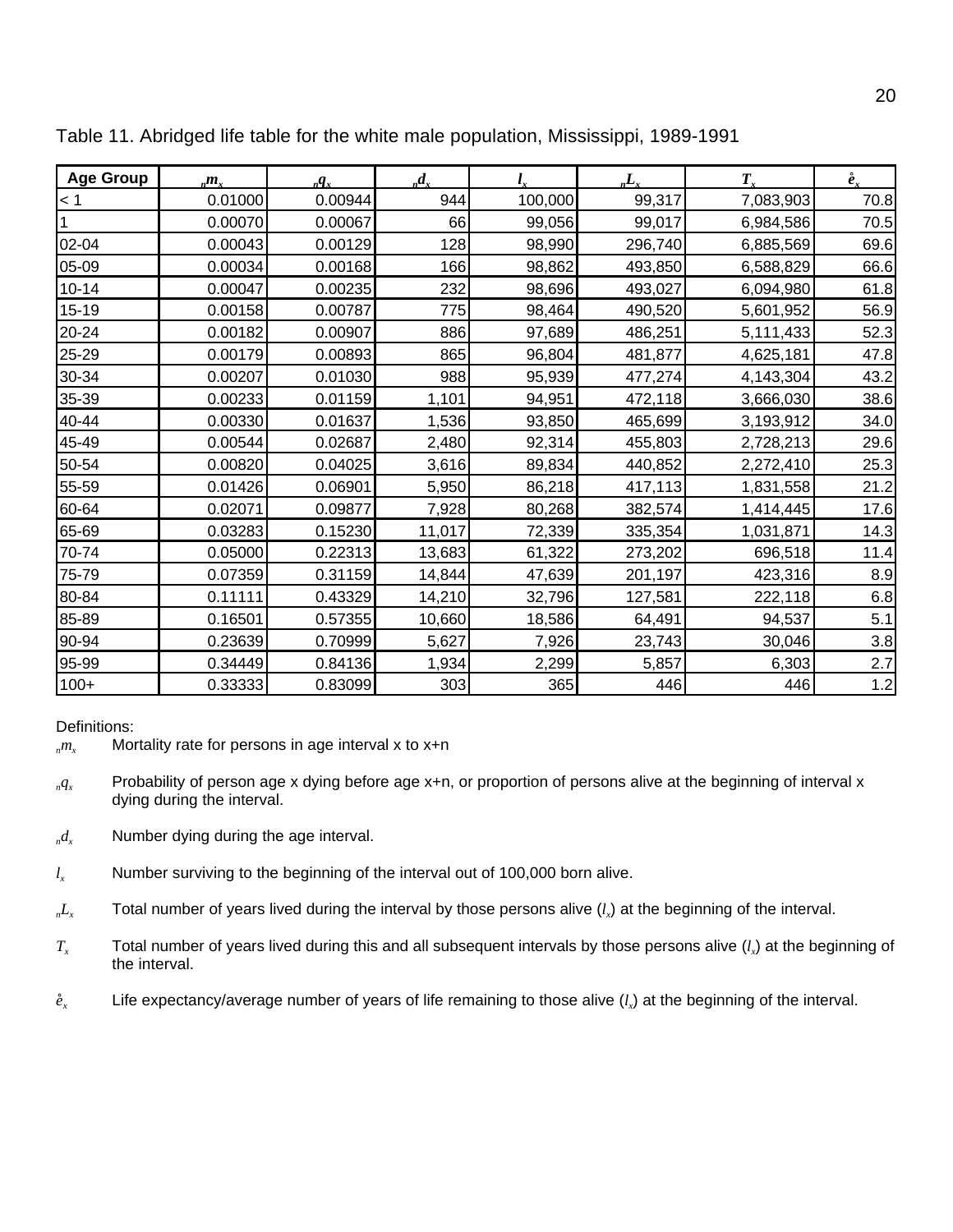Table 11. Abridged life table for the white male population, Mississippi, 1989-1991

| Age Group | ${}_nm_x$ | ${}_nq_x$ | ${}_nd_x$ | $l_x$ | ${}_nL_x$ | $T_x$ | $\mathring{e}_x$ |
|---|---|---|---|---|---|---|---|
| < 1 | 0.01000 | 0.00944 | 944 | 100,000 | 99,317 | 7,083,903 | 70.8 |
| 1 | 0.00070 | 0.00067 | 66 | 99,056 | 99,017 | 6,984,586 | 70.5 |
| 02-04 | 0.00043 | 0.00129 | 128 | 98,990 | 296,740 | 6,885,569 | 69.6 |
| 05-09 | 0.00034 | 0.00168 | 166 | 98,862 | 493,850 | 6,588,829 | 66.6 |
| 10-14 | 0.00047 | 0.00235 | 232 | 98,696 | 493,027 | 6,094,980 | 61.8 |
| 15-19 | 0.00158 | 0.00787 | 775 | 98,464 | 490,520 | 5,601,952 | 56.9 |
| 20-24 | 0.00182 | 0.00907 | 886 | 97,689 | 486,251 | 5,111,433 | 52.3 |
| 25-29 | 0.00179 | 0.00893 | 865 | 96,804 | 481,877 | 4,625,181 | 47.8 |
| 30-34 | 0.00207 | 0.01030 | 988 | 95,939 | 477,274 | 4,143,304 | 43.2 |
| 35-39 | 0.00233 | 0.01159 | 1,101 | 94,951 | 472,118 | 3,666,030 | 38.6 |
| 40-44 | 0.00330 | 0.01637 | 1,536 | 93,850 | 465,699 | 3,193,912 | 34.0 |
| 45-49 | 0.00544 | 0.02687 | 2,480 | 92,314 | 455,803 | 2,728,213 | 29.6 |
| 50-54 | 0.00820 | 0.04025 | 3,616 | 89,834 | 440,852 | 2,272,410 | 25.3 |
| 55-59 | 0.01426 | 0.06901 | 5,950 | 86,218 | 417,113 | 1,831,558 | 21.2 |
| 60-64 | 0.02071 | 0.09877 | 7,928 | 80,268 | 382,574 | 1,414,445 | 17.6 |
| 65-69 | 0.03283 | 0.15230 | 11,017 | 72,339 | 335,354 | 1,031,871 | 14.3 |
| 70-74 | 0.05000 | 0.22313 | 13,683 | 61,322 | 273,202 | 696,518 | 11.4 |
| 75-79 | 0.07359 | 0.31159 | 14,844 | 47,639 | 201,197 | 423,316 | 8.9 |
| 80-84 | 0.11111 | 0.43329 | 14,210 | 32,796 | 127,581 | 222,118 | 6.8 |
| 85-89 | 0.16501 | 0.57355 | 10,660 | 18,586 | 64,491 | 94,537 | 5.1 |
| 90-94 | 0.23639 | 0.70999 | 5,627 | 7,926 | 23,743 | 30,046 | 3.8 |
| 95-99 | 0.34449 | 0.84136 | 1,934 | 2,299 | 5,857 | 6,303 | 2.7 |
| 100+ | 0.33333 | 0.83099 | 303 | 365 | 446 | 446 | 1.2 |

Definitions:

${}_nm_x$ Mortality rate for persons in age interval x to x+n

${}_nq_x$ Probability of person age x dying before age x+n, or proportion of persons alive at the beginning of interval x dying during the interval.

${}_nd_x$ Number dying during the age interval.

$l_x$ Number surviving to the beginning of the interval out of 100,000 born alive.

${}_nL_x$ Total number of years lived during the interval by those persons alive ($l_x$) at the beginning of the interval.

$T_x$ Total number of years lived during this and all subsequent intervals by those persons alive ($l_x$) at the beginning of the interval.

$\mathring{e}_x$ Life expectancy/average number of years of life remaining to those alive ($l_x$) at the beginning of the interval.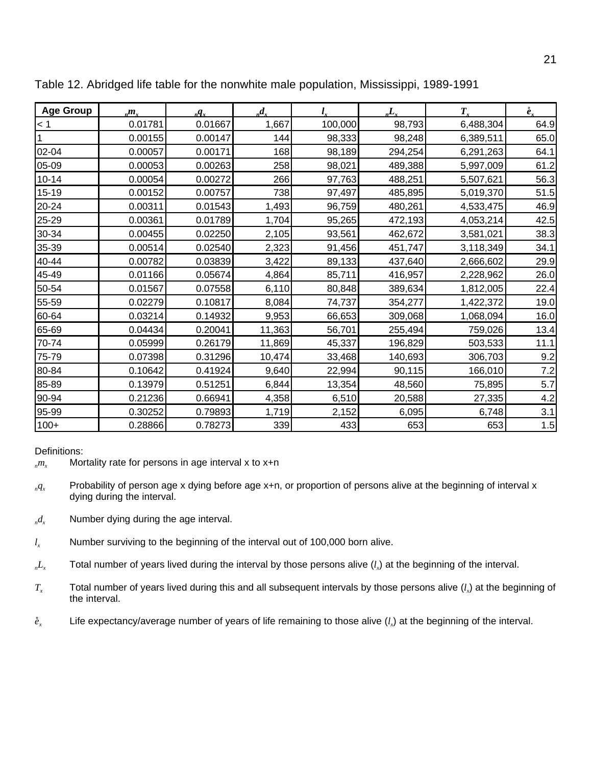Table 12. Abridged life table for the nonwhite male population, Mississippi, 1989-1991

| Age Group | ${}_nm_x$ | ${}_nq_x$ | ${}_nd_x$ | $l_x$ | ${}_nL_x$ | $T_x$ | $\mathring{e}_x$ |
|---|---|---|---|---|---|---|---|
| < 1 | 0.01781 | 0.01667 | 1,667 | 100,000 | 98,793 | 6,488,304 | 64.9 |
| 1 | 0.00155 | 0.00147 | 144 | 98,333 | 98,248 | 6,389,511 | 65.0 |
| 02-04 | 0.00057 | 0.00171 | 168 | 98,189 | 294,254 | 6,291,263 | 64.1 |
| 05-09 | 0.00053 | 0.00263 | 258 | 98,021 | 489,388 | 5,997,009 | 61.2 |
| 10-14 | 0.00054 | 0.00272 | 266 | 97,763 | 488,251 | 5,507,621 | 56.3 |
| 15-19 | 0.00152 | 0.00757 | 738 | 97,497 | 485,895 | 5,019,370 | 51.5 |
| 20-24 | 0.00311 | 0.01543 | 1,493 | 96,759 | 480,261 | 4,533,475 | 46.9 |
| 25-29 | 0.00361 | 0.01789 | 1,704 | 95,265 | 472,193 | 4,053,214 | 42.5 |
| 30-34 | 0.00455 | 0.02250 | 2,105 | 93,561 | 462,672 | 3,581,021 | 38.3 |
| 35-39 | 0.00514 | 0.02540 | 2,323 | 91,456 | 451,747 | 3,118,349 | 34.1 |
| 40-44 | 0.00782 | 0.03839 | 3,422 | 89,133 | 437,640 | 2,666,602 | 29.9 |
| 45-49 | 0.01166 | 0.05674 | 4,864 | 85,711 | 416,957 | 2,228,962 | 26.0 |
| 50-54 | 0.01567 | 0.07558 | 6,110 | 80,848 | 389,634 | 1,812,005 | 22.4 |
| 55-59 | 0.02279 | 0.10817 | 8,084 | 74,737 | 354,277 | 1,422,372 | 19.0 |
| 60-64 | 0.03214 | 0.14932 | 9,953 | 66,653 | 309,068 | 1,068,094 | 16.0 |
| 65-69 | 0.04434 | 0.20041 | 11,363 | 56,701 | 255,494 | 759,026 | 13.4 |
| 70-74 | 0.05999 | 0.26179 | 11,869 | 45,337 | 196,829 | 503,533 | 11.1 |
| 75-79 | 0.07398 | 0.31296 | 10,474 | 33,468 | 140,693 | 306,703 | 9.2 |
| 80-84 | 0.10642 | 0.41924 | 9,640 | 22,994 | 90,115 | 166,010 | 7.2 |
| 85-89 | 0.13979 | 0.51251 | 6,844 | 13,354 | 48,560 | 75,895 | 5.7 |
| 90-94 | 0.21236 | 0.66941 | 4,358 | 6,510 | 20,588 | 27,335 | 4.2 |
| 95-99 | 0.30252 | 0.79893 | 1,719 | 2,152 | 6,095 | 6,748 | 3.1 |
| 100+ | 0.28866 | 0.78273 | 339 | 433 | 653 | 653 | 1.5 |

Definitions:

${}_nm_x$ Mortality rate for persons in age interval x to x+n

${}_nq_x$ Probability of person age x dying before age x+n, or proportion of persons alive at the beginning of interval x dying during the interval.

${}_nd_x$ Number dying during the age interval.

$l_x$ Number surviving to the beginning of the interval out of 100,000 born alive.

${}_nL_x$ Total number of years lived during the interval by those persons alive ($l_x$) at the beginning of the interval.

$T_x$ Total number of years lived during this and all subsequent intervals by those persons alive ($l_x$) at the beginning of the interval.

$\mathring{e}_x$ Life expectancy/average number of years of life remaining to those alive ($l_x$) at the beginning of the interval.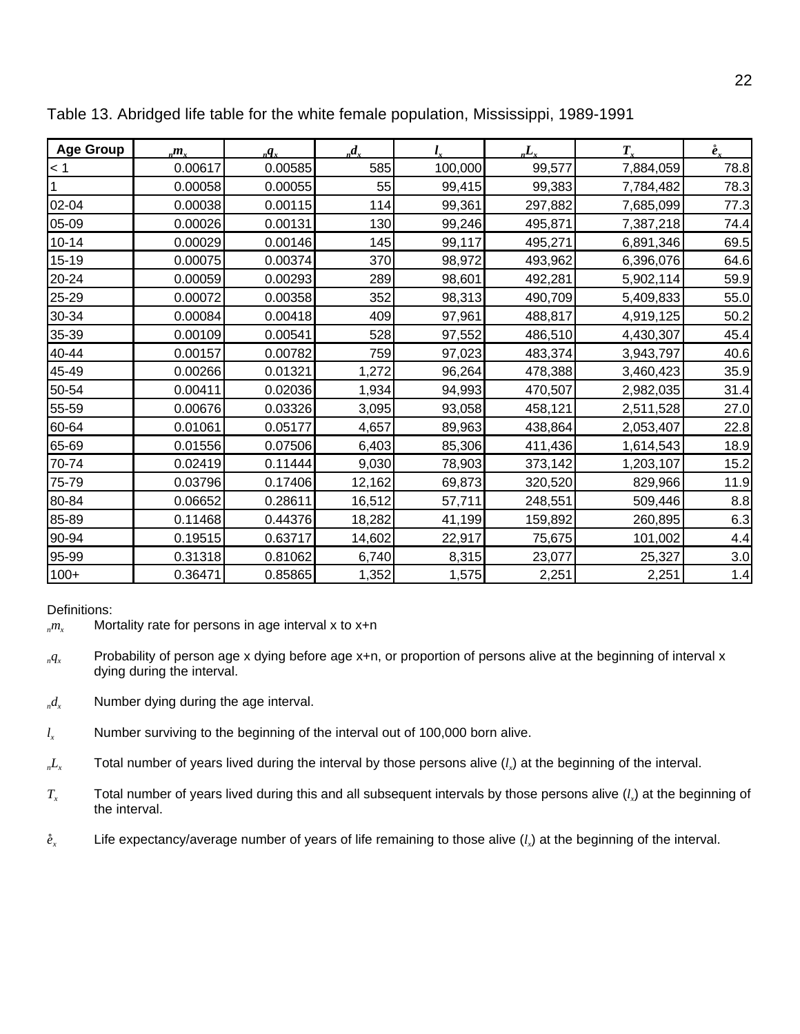Table 13. Abridged life table for the white female population, Mississippi, 1989-1991

| Age Group | $_nm_x$ | $_nq_x$ | $_nd_x$ | $l_x$ | $_nL_x$ | $T_x$ | $\mathring{e}_x$ |
|---|---|---|---|---|---|---|---|
| < 1 | 0.00617 | 0.00585 | 585 | 100,000 | 99,577 | 7,884,059 | 78.8 |
| 1 | 0.00058 | 0.00055 | 55 | 99,415 | 99,383 | 7,784,482 | 78.3 |
| 02-04 | 0.00038 | 0.00115 | 114 | 99,361 | 297,882 | 7,685,099 | 77.3 |
| 05-09 | 0.00026 | 0.00131 | 130 | 99,246 | 495,871 | 7,387,218 | 74.4 |
| 10-14 | 0.00029 | 0.00146 | 145 | 99,117 | 495,271 | 6,891,346 | 69.5 |
| 15-19 | 0.00075 | 0.00374 | 370 | 98,972 | 493,962 | 6,396,076 | 64.6 |
| 20-24 | 0.00059 | 0.00293 | 289 | 98,601 | 492,281 | 5,902,114 | 59.9 |
| 25-29 | 0.00072 | 0.00358 | 352 | 98,313 | 490,709 | 5,409,833 | 55.0 |
| 30-34 | 0.00084 | 0.00418 | 409 | 97,961 | 488,817 | 4,919,125 | 50.2 |
| 35-39 | 0.00109 | 0.00541 | 528 | 97,552 | 486,510 | 4,430,307 | 45.4 |
| 40-44 | 0.00157 | 0.00782 | 759 | 97,023 | 483,374 | 3,943,797 | 40.6 |
| 45-49 | 0.00266 | 0.01321 | 1,272 | 96,264 | 478,388 | 3,460,423 | 35.9 |
| 50-54 | 0.00411 | 0.02036 | 1,934 | 94,993 | 470,507 | 2,982,035 | 31.4 |
| 55-59 | 0.00676 | 0.03326 | 3,095 | 93,058 | 458,121 | 2,511,528 | 27.0 |
| 60-64 | 0.01061 | 0.05177 | 4,657 | 89,963 | 438,864 | 2,053,407 | 22.8 |
| 65-69 | 0.01556 | 0.07506 | 6,403 | 85,306 | 411,436 | 1,614,543 | 18.9 |
| 70-74 | 0.02419 | 0.11444 | 9,030 | 78,903 | 373,142 | 1,203,107 | 15.2 |
| 75-79 | 0.03796 | 0.17406 | 12,162 | 69,873 | 320,520 | 829,966 | 11.9 |
| 80-84 | 0.06652 | 0.28611 | 16,512 | 57,711 | 248,551 | 509,446 | 8.8 |
| 85-89 | 0.11468 | 0.44376 | 18,282 | 41,199 | 159,892 | 260,895 | 6.3 |
| 90-94 | 0.19515 | 0.63717 | 14,602 | 22,917 | 75,675 | 101,002 | 4.4 |
| 95-99 | 0.31318 | 0.81062 | 6,740 | 8,315 | 23,077 | 25,327 | 3.0 |
| 100+ | 0.36471 | 0.85865 | 1,352 | 1,575 | 2,251 | 2,251 | 1.4 |

Definitions:

$_nm_x$ Mortality rate for persons in age interval x to x+n

$_nq_x$ Probability of person age x dying before age x+n, or proportion of persons alive at the beginning of interval x dying during the interval.

$_nd_x$ Number dying during the age interval.

$l_x$ Number surviving to the beginning of the interval out of 100,000 born alive.

$_nL_x$ Total number of years lived during the interval by those persons alive ($l_x$) at the beginning of the interval.

$T_x$ Total number of years lived during this and all subsequent intervals by those persons alive ($l_x$) at the beginning of the interval.

$\mathring{e}_x$ Life expectancy/average number of years of life remaining to those alive ($l_x$) at the beginning of the interval.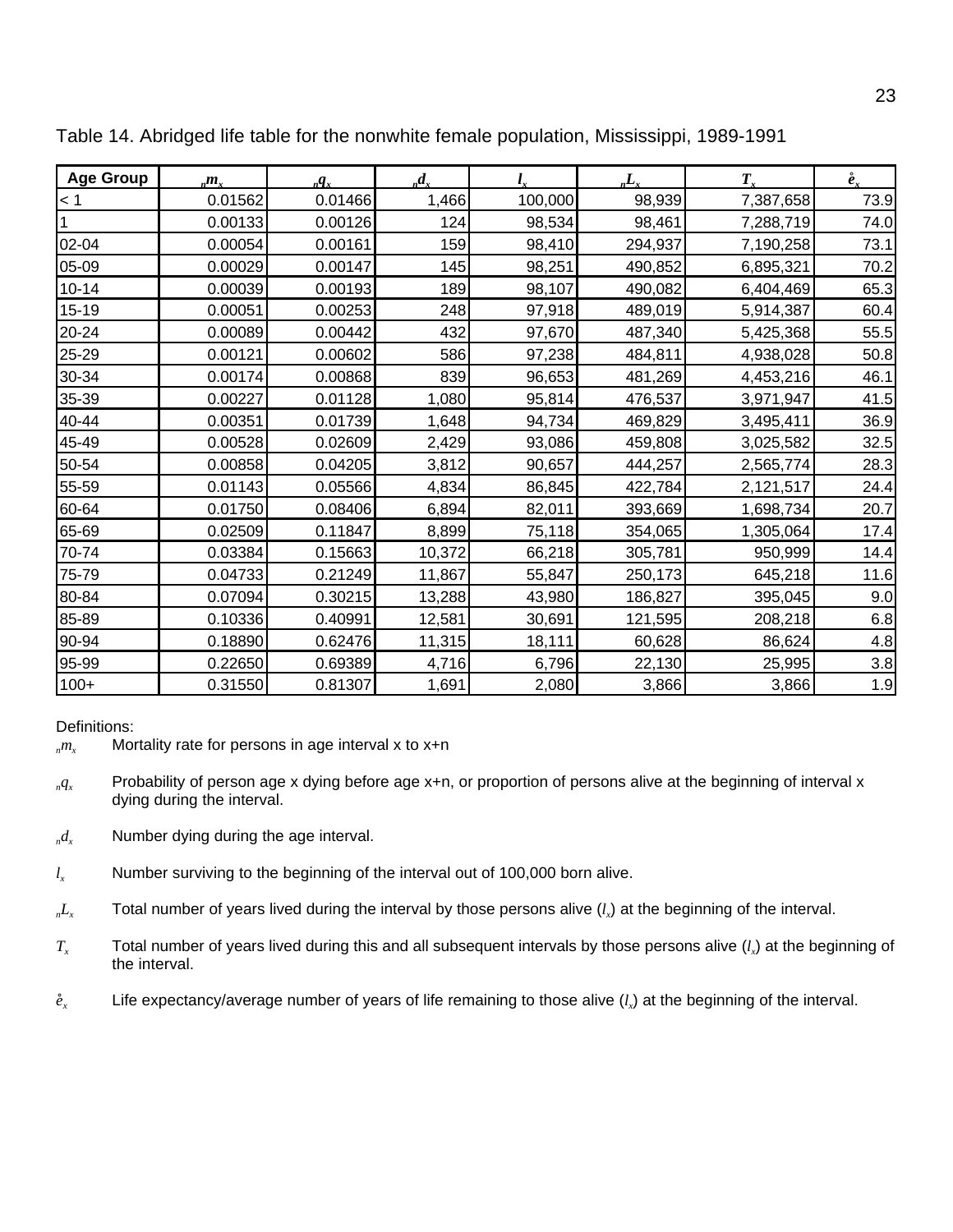Table 14. Abridged life table for the nonwhite female population, Mississippi, 1989-1991

| Age Group | ${}_nm_x$ | ${}_nq_x$ | ${}_nd_x$ | $l_x$ | ${}_nL_x$ | $T_x$ | $\mathring{e}_x$ |
|---|---|---|---|---|---|---|---|
| < 1 | 0.01562 | 0.01466 | 1,466 | 100,000 | 98,939 | 7,387,658 | 73.9 |
| 1 | 0.00133 | 0.00126 | 124 | 98,534 | 98,461 | 7,288,719 | 74.0 |
| 02-04 | 0.00054 | 0.00161 | 159 | 98,410 | 294,937 | 7,190,258 | 73.1 |
| 05-09 | 0.00029 | 0.00147 | 145 | 98,251 | 490,852 | 6,895,321 | 70.2 |
| 10-14 | 0.00039 | 0.00193 | 189 | 98,107 | 490,082 | 6,404,469 | 65.3 |
| 15-19 | 0.00051 | 0.00253 | 248 | 97,918 | 489,019 | 5,914,387 | 60.4 |
| 20-24 | 0.00089 | 0.00442 | 432 | 97,670 | 487,340 | 5,425,368 | 55.5 |
| 25-29 | 0.00121 | 0.00602 | 586 | 97,238 | 484,811 | 4,938,028 | 50.8 |
| 30-34 | 0.00174 | 0.00868 | 839 | 96,653 | 481,269 | 4,453,216 | 46.1 |
| 35-39 | 0.00227 | 0.01128 | 1,080 | 95,814 | 476,537 | 3,971,947 | 41.5 |
| 40-44 | 0.00351 | 0.01739 | 1,648 | 94,734 | 469,829 | 3,495,411 | 36.9 |
| 45-49 | 0.00528 | 0.02609 | 2,429 | 93,086 | 459,808 | 3,025,582 | 32.5 |
| 50-54 | 0.00858 | 0.04205 | 3,812 | 90,657 | 444,257 | 2,565,774 | 28.3 |
| 55-59 | 0.01143 | 0.05566 | 4,834 | 86,845 | 422,784 | 2,121,517 | 24.4 |
| 60-64 | 0.01750 | 0.08406 | 6,894 | 82,011 | 393,669 | 1,698,734 | 20.7 |
| 65-69 | 0.02509 | 0.11847 | 8,899 | 75,118 | 354,065 | 1,305,064 | 17.4 |
| 70-74 | 0.03384 | 0.15663 | 10,372 | 66,218 | 305,781 | 950,999 | 14.4 |
| 75-79 | 0.04733 | 0.21249 | 11,867 | 55,847 | 250,173 | 645,218 | 11.6 |
| 80-84 | 0.07094 | 0.30215 | 13,288 | 43,980 | 186,827 | 395,045 | 9.0 |
| 85-89 | 0.10336 | 0.40991 | 12,581 | 30,691 | 121,595 | 208,218 | 6.8 |
| 90-94 | 0.18890 | 0.62476 | 11,315 | 18,111 | 60,628 | 86,624 | 4.8 |
| 95-99 | 0.22650 | 0.69389 | 4,716 | 6,796 | 22,130 | 25,995 | 3.8 |
| 100+ | 0.31550 | 0.81307 | 1,691 | 2,080 | 3,866 | 3,866 | 1.9 |

Definitions:

${}_nm_x$ Mortality rate for persons in age interval x to x+n

${}_nq_x$ Probability of person age x dying before age x+n, or proportion of persons alive at the beginning of interval x dying during the interval.

${}_nd_x$ Number dying during the age interval.

$l_x$ Number surviving to the beginning of the interval out of 100,000 born alive.

${}_nL_x$ Total number of years lived during the interval by those persons alive ($l_x$) at the beginning of the interval.

$T_x$ Total number of years lived during this and all subsequent intervals by those persons alive ($l_x$) at the beginning of the interval.

$\mathring{e}_x$ Life expectancy/average number of years of life remaining to those alive ($l_x$) at the beginning of the interval.